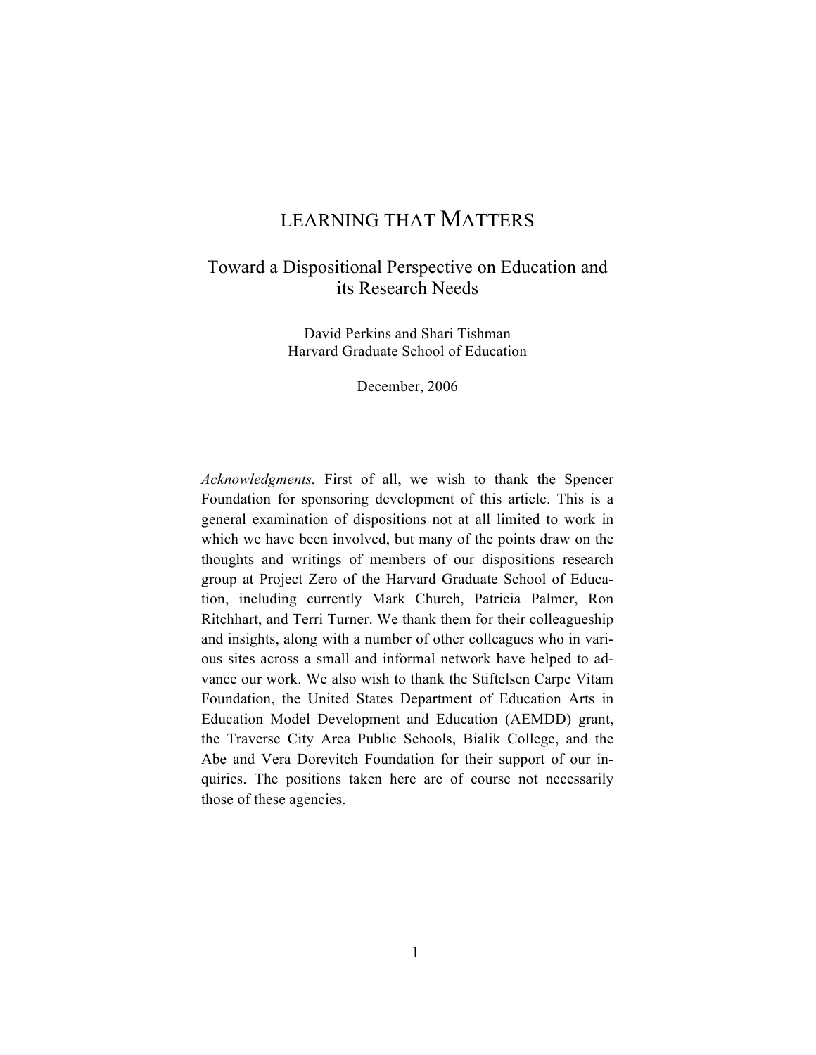# LEARNING THAT MATTERS

## Toward a Dispositional Perspective on Education and its Research Needs

David Perkins and Shari Tishman
Harvard Graduate School of Education

December, 2006

*Acknowledgments.* First of all, we wish to thank the Spencer Foundation for sponsoring development of this article. This is a general examination of dispositions not at all limited to work in which we have been involved, but many of the points draw on the thoughts and writings of members of our dispositions research group at Project Zero of the Harvard Graduate School of Education, including currently Mark Church, Patricia Palmer, Ron Ritchhart, and Terri Turner. We thank them for their colleagueship and insights, along with a number of other colleagues who in various sites across a small and informal network have helped to advance our work. We also wish to thank the Stiftelsen Carpe Vitam Foundation, the United States Department of Education Arts in Education Model Development and Education (AEMDD) grant, the Traverse City Area Public Schools, Bialik College, and the Abe and Vera Dorevitch Foundation for their support of our inquiries. The positions taken here are of course not necessarily those of these agencies.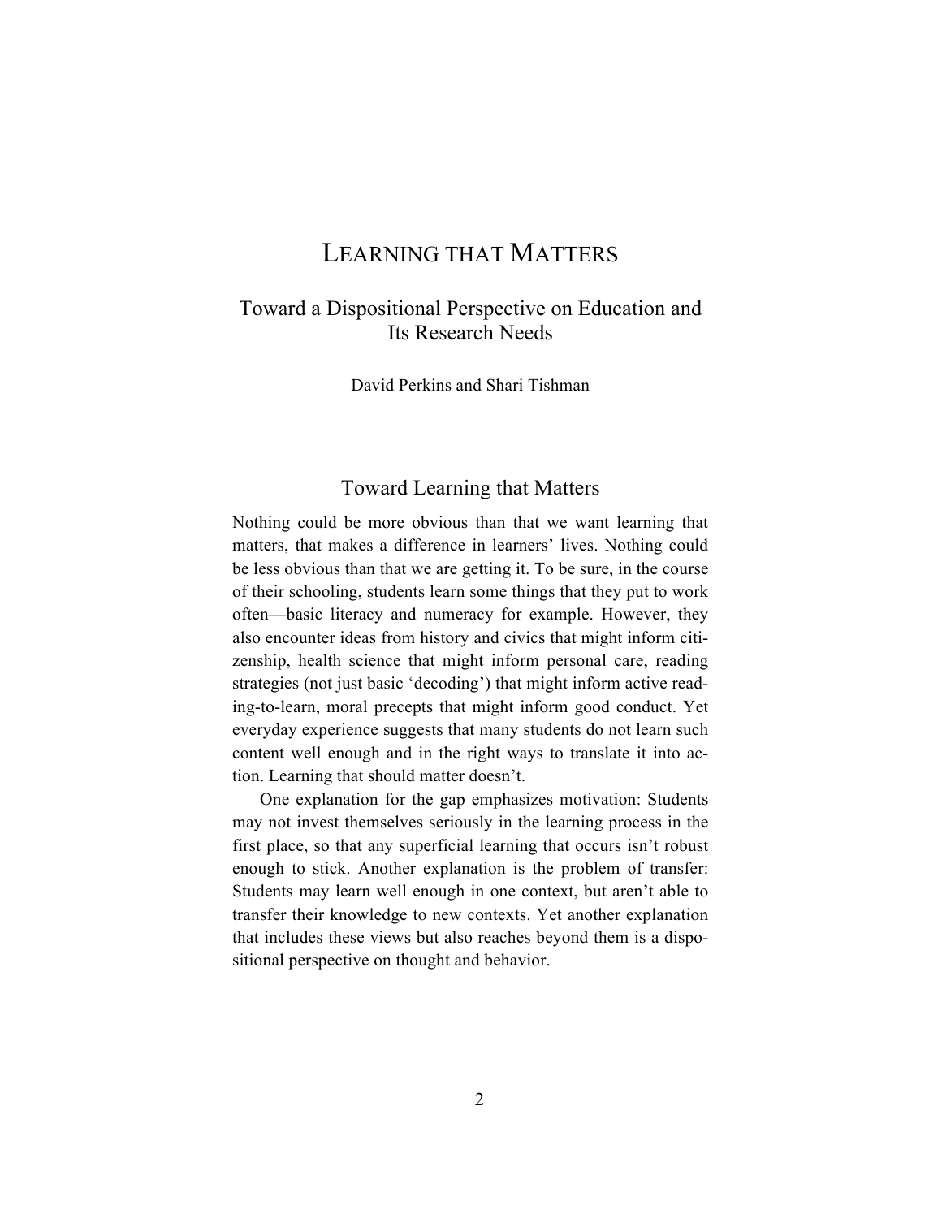# Learning that Matters

## Toward a Dispositional Perspective on Education and Its Research Needs

David Perkins and Shari Tishman

## Toward Learning that Matters

Nothing could be more obvious than that we want learning that matters, that makes a difference in learners' lives. Nothing could be less obvious than that we are getting it. To be sure, in the course of their schooling, students learn some things that they put to work often—basic literacy and numeracy for example. However, they also encounter ideas from history and civics that might inform citizenship, health science that might inform personal care, reading strategies (not just basic 'decoding') that might inform active reading-to-learn, moral precepts that might inform good conduct. Yet everyday experience suggests that many students do not learn such content well enough and in the right ways to translate it into action. Learning that should matter doesn't.

One explanation for the gap emphasizes motivation: Students may not invest themselves seriously in the learning process in the first place, so that any superficial learning that occurs isn't robust enough to stick. Another explanation is the problem of transfer: Students may learn well enough in one context, but aren't able to transfer their knowledge to new contexts. Yet another explanation that includes these views but also reaches beyond them is a dispositional perspective on thought and behavior.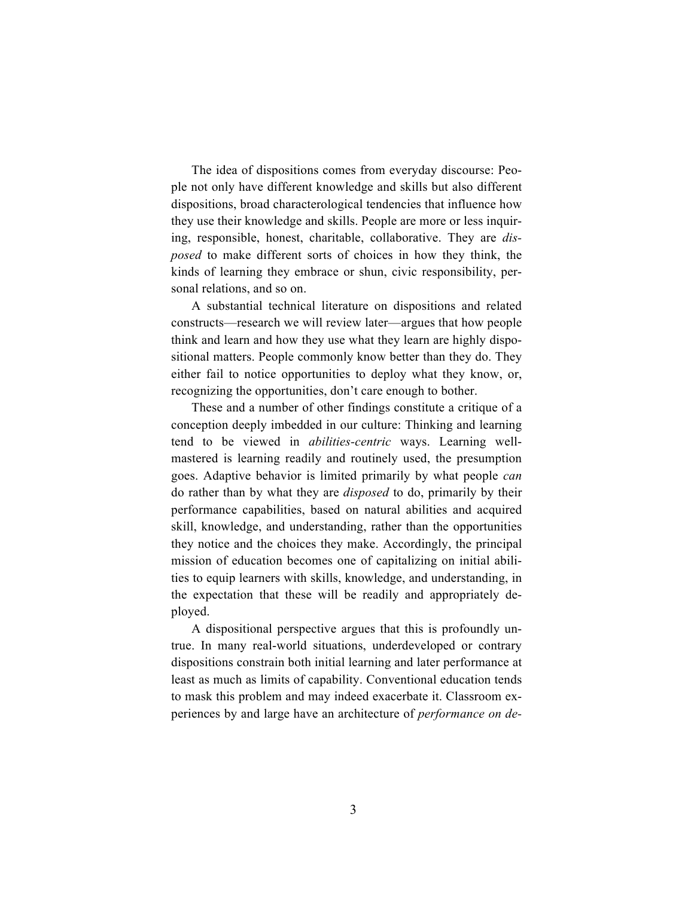The idea of dispositions comes from everyday discourse: People not only have different knowledge and skills but also different dispositions, broad characterological tendencies that influence how they use their knowledge and skills. People are more or less inquiring, responsible, honest, charitable, collaborative. They are *disposed* to make different sorts of choices in how they think, the kinds of learning they embrace or shun, civic responsibility, personal relations, and so on.

A substantial technical literature on dispositions and related constructs—research we will review later—argues that how people think and learn and how they use what they learn are highly dispositional matters. People commonly know better than they do. They either fail to notice opportunities to deploy what they know, or, recognizing the opportunities, don't care enough to bother.

These and a number of other findings constitute a critique of a conception deeply imbedded in our culture: Thinking and learning tend to be viewed in *abilities-centric* ways. Learning well-mastered is learning readily and routinely used, the presumption goes. Adaptive behavior is limited primarily by what people *can* do rather than by what they are *disposed* to do, primarily by their performance capabilities, based on natural abilities and acquired skill, knowledge, and understanding, rather than the opportunities they notice and the choices they make. Accordingly, the principal mission of education becomes one of capitalizing on initial abilities to equip learners with skills, knowledge, and understanding, in the expectation that these will be readily and appropriately deployed.

A dispositional perspective argues that this is profoundly untrue. In many real-world situations, underdeveloped or contrary dispositions constrain both initial learning and later performance at least as much as limits of capability. Conventional education tends to mask this problem and may indeed exacerbate it. Classroom experiences by and large have an architecture of *performance on de-*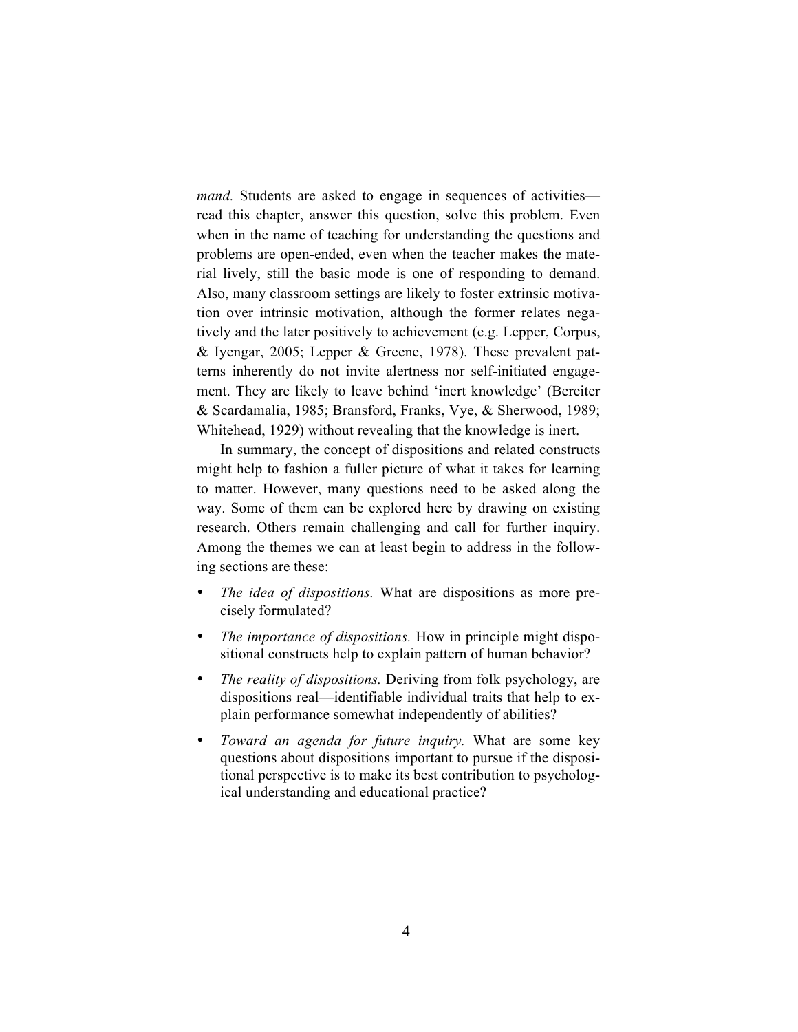*mand.* Students are asked to engage in sequences of activities—read this chapter, answer this question, solve this problem. Even when in the name of teaching for understanding the questions and problems are open-ended, even when the teacher makes the material lively, still the basic mode is one of responding to demand. Also, many classroom settings are likely to foster extrinsic motivation over intrinsic motivation, although the former relates negatively and the later positively to achievement (e.g. Lepper, Corpus, & Iyengar, 2005; Lepper & Greene, 1978). These prevalent patterns inherently do not invite alertness nor self-initiated engagement. They are likely to leave behind 'inert knowledge' (Bereiter & Scardamalia, 1985; Bransford, Franks, Vye, & Sherwood, 1989; Whitehead, 1929) without revealing that the knowledge is inert.

In summary, the concept of dispositions and related constructs might help to fashion a fuller picture of what it takes for learning to matter. However, many questions need to be asked along the way. Some of them can be explored here by drawing on existing research. Others remain challenging and call for further inquiry. Among the themes we can at least begin to address in the following sections are these:

- *The idea of dispositions.* What are dispositions as more precisely formulated?
- *The importance of dispositions.* How in principle might dispositional constructs help to explain pattern of human behavior?
- *The reality of dispositions.* Deriving from folk psychology, are dispositions real—identifiable individual traits that help to explain performance somewhat independently of abilities?
- *Toward an agenda for future inquiry.* What are some key questions about dispositions important to pursue if the dispositional perspective is to make its best contribution to psychological understanding and educational practice?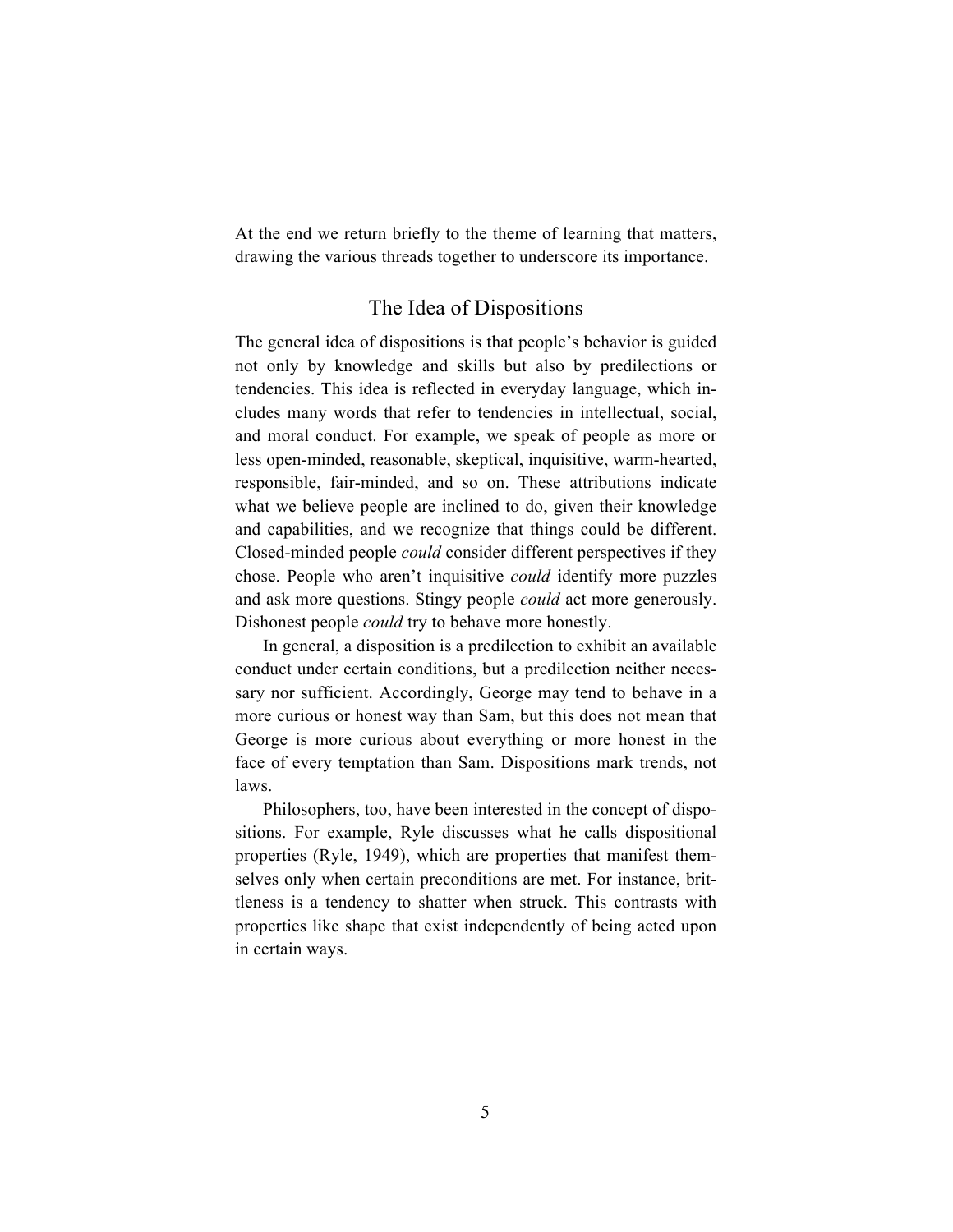At the end we return briefly to the theme of learning that matters, drawing the various threads together to underscore its importance.

## The Idea of Dispositions

The general idea of dispositions is that people's behavior is guided not only by knowledge and skills but also by predilections or tendencies. This idea is reflected in everyday language, which includes many words that refer to tendencies in intellectual, social, and moral conduct. For example, we speak of people as more or less open-minded, reasonable, skeptical, inquisitive, warm-hearted, responsible, fair-minded, and so on. These attributions indicate what we believe people are inclined to do, given their knowledge and capabilities, and we recognize that things could be different. Closed-minded people *could* consider different perspectives if they chose. People who aren't inquisitive *could* identify more puzzles and ask more questions. Stingy people *could* act more generously. Dishonest people *could* try to behave more honestly.

In general, a disposition is a predilection to exhibit an available conduct under certain conditions, but a predilection neither necessary nor sufficient. Accordingly, George may tend to behave in a more curious or honest way than Sam, but this does not mean that George is more curious about everything or more honest in the face of every temptation than Sam. Dispositions mark trends, not laws.

Philosophers, too, have been interested in the concept of dispositions. For example, Ryle discusses what he calls dispositional properties (Ryle, 1949), which are properties that manifest themselves only when certain preconditions are met. For instance, brittleness is a tendency to shatter when struck. This contrasts with properties like shape that exist independently of being acted upon in certain ways.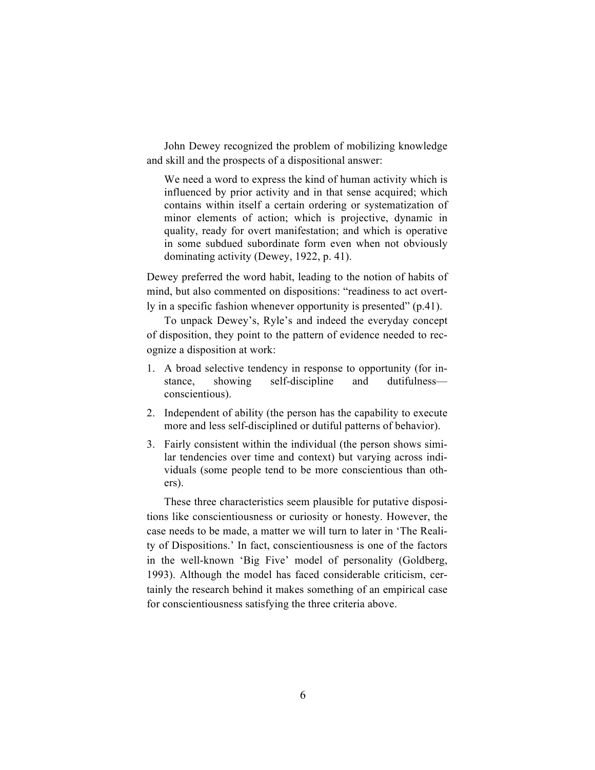John Dewey recognized the problem of mobilizing knowledge and skill and the prospects of a dispositional answer:

> We need a word to express the kind of human activity which is influenced by prior activity and in that sense acquired; which contains within itself a certain ordering or systematization of minor elements of action; which is projective, dynamic in quality, ready for overt manifestation; and which is operative in some subdued subordinate form even when not obviously dominating activity (Dewey, 1922, p. 41).

Dewey preferred the word habit, leading to the notion of habits of mind, but also commented on dispositions: "readiness to act overtly in a specific fashion whenever opportunity is presented" (p.41).

To unpack Dewey's, Ryle's and indeed the everyday concept of disposition, they point to the pattern of evidence needed to recognize a disposition at work:

1. A broad selective tendency in response to opportunity (for instance, showing self-discipline and dutifulness—conscientious).
2. Independent of ability (the person has the capability to execute more and less self-disciplined or dutiful patterns of behavior).
3. Fairly consistent within the individual (the person shows similar tendencies over time and context) but varying across individuals (some people tend to be more conscientious than others).

These three characteristics seem plausible for putative dispositions like conscientiousness or curiosity or honesty. However, the case needs to be made, a matter we will turn to later in 'The Reality of Dispositions.' In fact, conscientiousness is one of the factors in the well-known 'Big Five' model of personality (Goldberg, 1993). Although the model has faced considerable criticism, certainly the research behind it makes something of an empirical case for conscientiousness satisfying the three criteria above.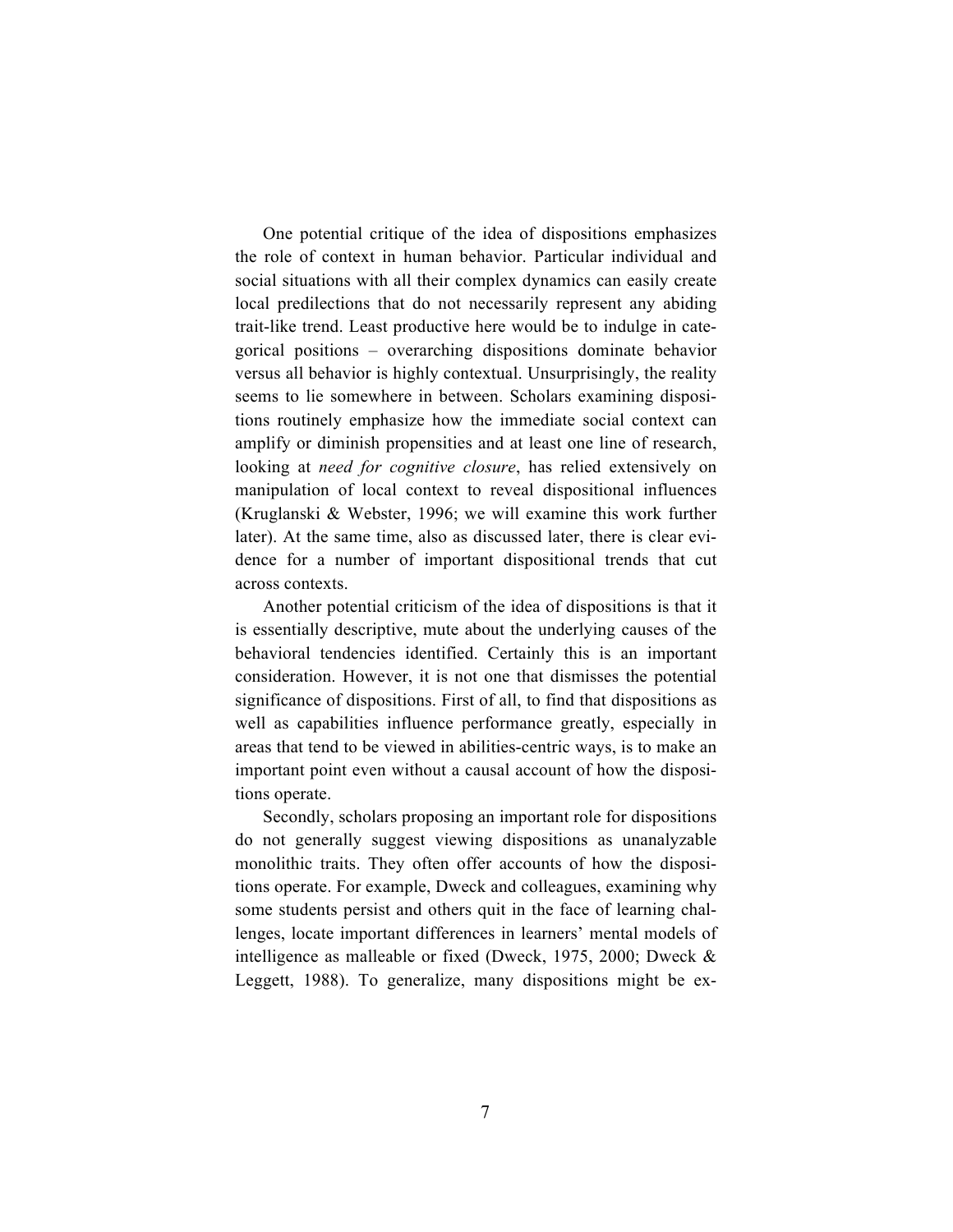One potential critique of the idea of dispositions emphasizes the role of context in human behavior. Particular individual and social situations with all their complex dynamics can easily create local predilections that do not necessarily represent any abiding trait-like trend. Least productive here would be to indulge in categorical positions – overarching dispositions dominate behavior versus all behavior is highly contextual. Unsurprisingly, the reality seems to lie somewhere in between. Scholars examining dispositions routinely emphasize how the immediate social context can amplify or diminish propensities and at least one line of research, looking at *need for cognitive closure*, has relied extensively on manipulation of local context to reveal dispositional influences (Kruglanski & Webster, 1996; we will examine this work further later). At the same time, also as discussed later, there is clear evidence for a number of important dispositional trends that cut across contexts.

Another potential criticism of the idea of dispositions is that it is essentially descriptive, mute about the underlying causes of the behavioral tendencies identified. Certainly this is an important consideration. However, it is not one that dismisses the potential significance of dispositions. First of all, to find that dispositions as well as capabilities influence performance greatly, especially in areas that tend to be viewed in abilities-centric ways, is to make an important point even without a causal account of how the dispositions operate.

Secondly, scholars proposing an important role for dispositions do not generally suggest viewing dispositions as unanalyzable monolithic traits. They often offer accounts of how the dispositions operate. For example, Dweck and colleagues, examining why some students persist and others quit in the face of learning challenges, locate important differences in learners' mental models of intelligence as malleable or fixed (Dweck, 1975, 2000; Dweck & Leggett, 1988). To generalize, many dispositions might be ex-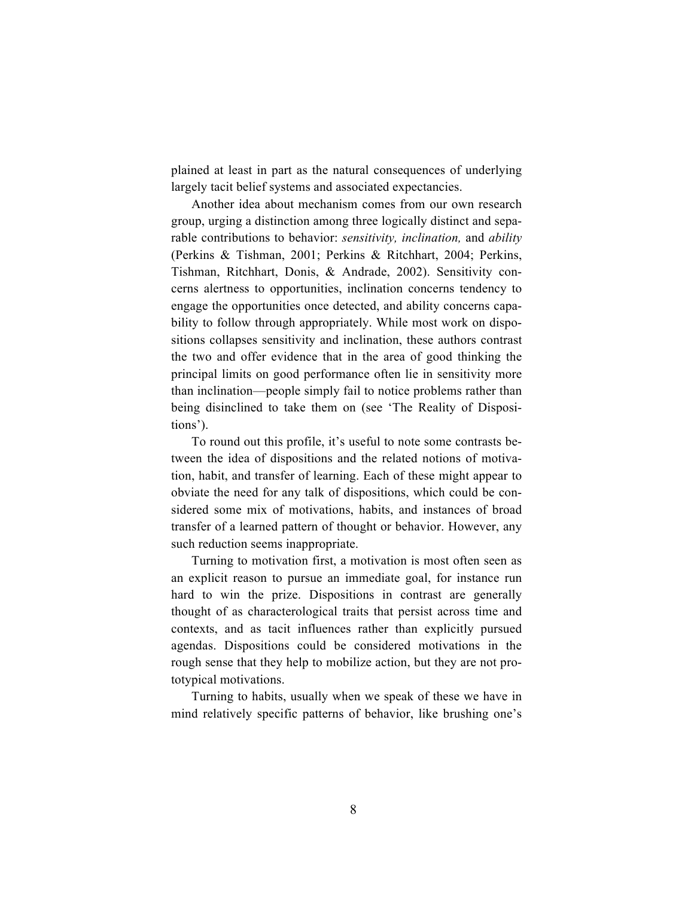plained at least in part as the natural consequences of underlying largely tacit belief systems and associated expectancies.

Another idea about mechanism comes from our own research group, urging a distinction among three logically distinct and separable contributions to behavior: *sensitivity, inclination,* and *ability* (Perkins & Tishman, 2001; Perkins & Ritchhart, 2004; Perkins, Tishman, Ritchhart, Donis, & Andrade, 2002). Sensitivity concerns alertness to opportunities, inclination concerns tendency to engage the opportunities once detected, and ability concerns capability to follow through appropriately. While most work on dispositions collapses sensitivity and inclination, these authors contrast the two and offer evidence that in the area of good thinking the principal limits on good performance often lie in sensitivity more than inclination—people simply fail to notice problems rather than being disinclined to take them on (see 'The Reality of Dispositions').

To round out this profile, it's useful to note some contrasts between the idea of dispositions and the related notions of motivation, habit, and transfer of learning. Each of these might appear to obviate the need for any talk of dispositions, which could be considered some mix of motivations, habits, and instances of broad transfer of a learned pattern of thought or behavior. However, any such reduction seems inappropriate.

Turning to motivation first, a motivation is most often seen as an explicit reason to pursue an immediate goal, for instance run hard to win the prize. Dispositions in contrast are generally thought of as characterological traits that persist across time and contexts, and as tacit influences rather than explicitly pursued agendas. Dispositions could be considered motivations in the rough sense that they help to mobilize action, but they are not prototypical motivations.

Turning to habits, usually when we speak of these we have in mind relatively specific patterns of behavior, like brushing one's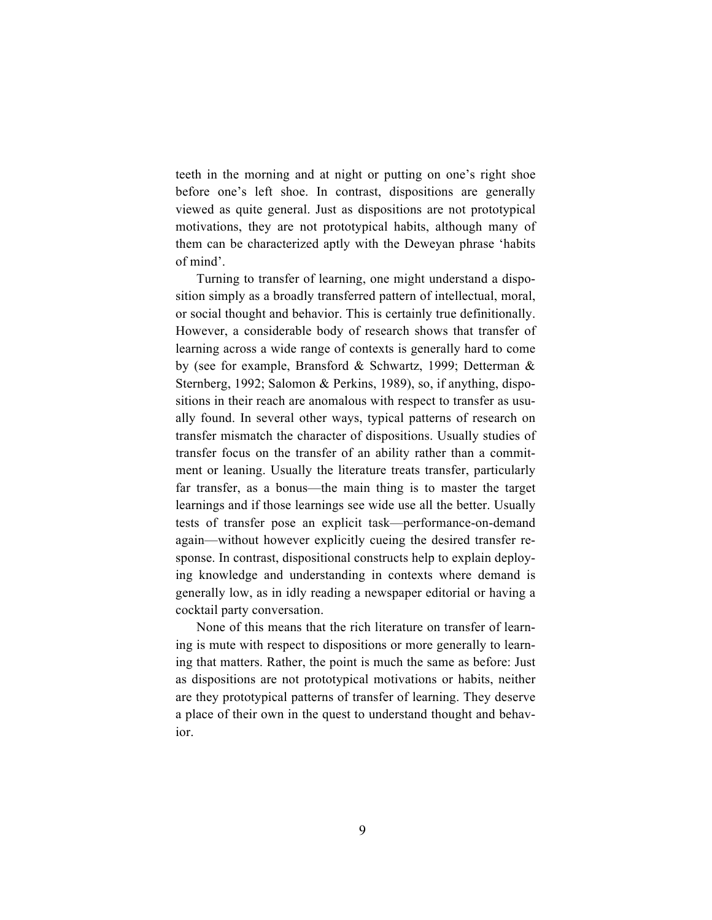teeth in the morning and at night or putting on one's right shoe before one's left shoe. In contrast, dispositions are generally viewed as quite general. Just as dispositions are not prototypical motivations, they are not prototypical habits, although many of them can be characterized aptly with the Deweyan phrase 'habits of mind'.

Turning to transfer of learning, one might understand a disposition simply as a broadly transferred pattern of intellectual, moral, or social thought and behavior. This is certainly true definitionally. However, a considerable body of research shows that transfer of learning across a wide range of contexts is generally hard to come by (see for example, Bransford & Schwartz, 1999; Detterman & Sternberg, 1992; Salomon & Perkins, 1989), so, if anything, dispositions in their reach are anomalous with respect to transfer as usually found. In several other ways, typical patterns of research on transfer mismatch the character of dispositions. Usually studies of transfer focus on the transfer of an ability rather than a commitment or leaning. Usually the literature treats transfer, particularly far transfer, as a bonus—the main thing is to master the target learnings and if those learnings see wide use all the better. Usually tests of transfer pose an explicit task—performance-on-demand again—without however explicitly cueing the desired transfer response. In contrast, dispositional constructs help to explain deploying knowledge and understanding in contexts where demand is generally low, as in idly reading a newspaper editorial or having a cocktail party conversation.

None of this means that the rich literature on transfer of learning is mute with respect to dispositions or more generally to learning that matters. Rather, the point is much the same as before: Just as dispositions are not prototypical motivations or habits, neither are they prototypical patterns of transfer of learning. They deserve a place of their own in the quest to understand thought and behavior.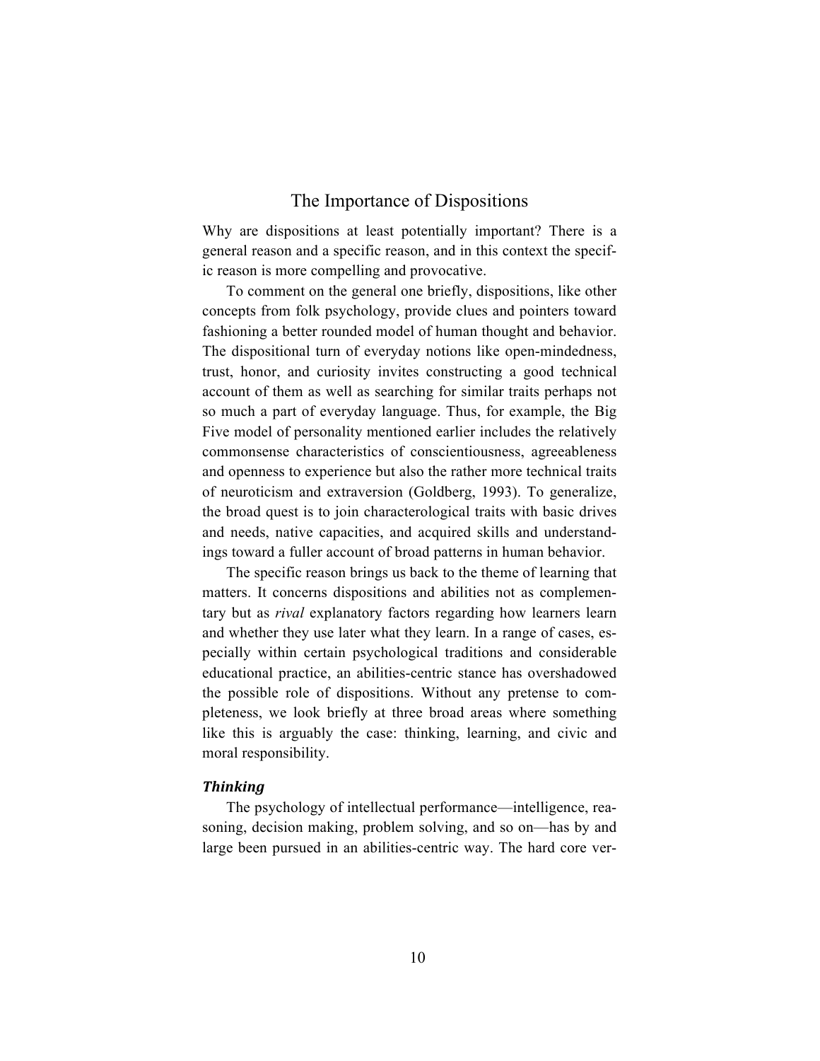## The Importance of Dispositions

Why are dispositions at least potentially important? There is a general reason and a specific reason, and in this context the specific reason is more compelling and provocative.

To comment on the general one briefly, dispositions, like other concepts from folk psychology, provide clues and pointers toward fashioning a better rounded model of human thought and behavior. The dispositional turn of everyday notions like open-mindedness, trust, honor, and curiosity invites constructing a good technical account of them as well as searching for similar traits perhaps not so much a part of everyday language. Thus, for example, the Big Five model of personality mentioned earlier includes the relatively commonsense characteristics of conscientiousness, agreeableness and openness to experience but also the rather more technical traits of neuroticism and extraversion (Goldberg, 1993). To generalize, the broad quest is to join characterological traits with basic drives and needs, native capacities, and acquired skills and understandings toward a fuller account of broad patterns in human behavior.

The specific reason brings us back to the theme of learning that matters. It concerns dispositions and abilities not as complementary but as *rival* explanatory factors regarding how learners learn and whether they use later what they learn. In a range of cases, especially within certain psychological traditions and considerable educational practice, an abilities-centric stance has overshadowed the possible role of dispositions. Without any pretense to completeness, we look briefly at three broad areas where something like this is arguably the case: thinking, learning, and civic and moral responsibility.

### *Thinking*

The psychology of intellectual performance—intelligence, reasoning, decision making, problem solving, and so on—has by and large been pursued in an abilities-centric way. The hard core ver-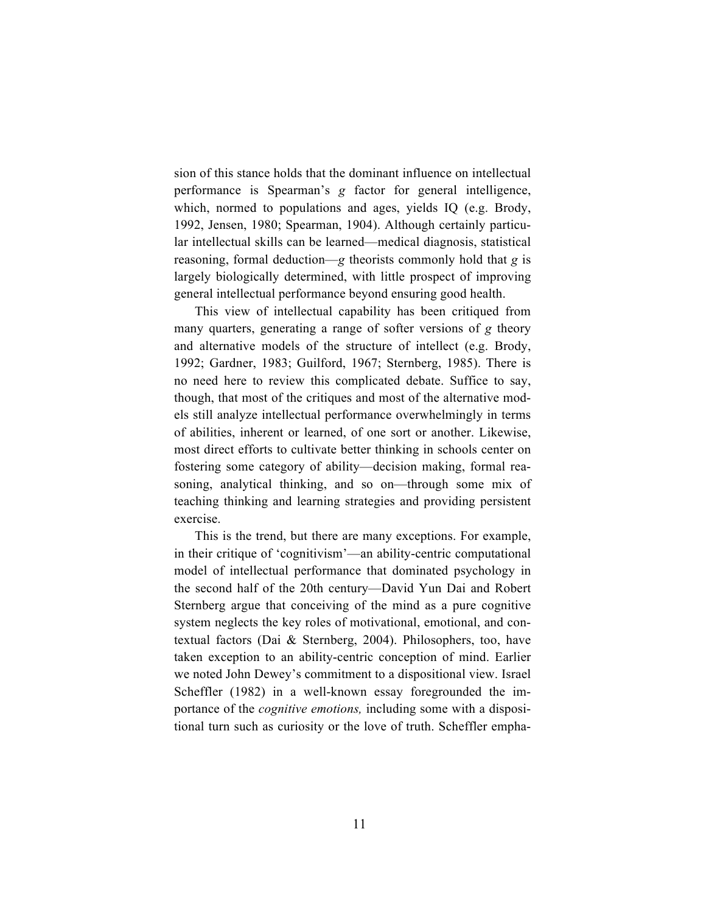sion of this stance holds that the dominant influence on intellectual performance is Spearman's *g* factor for general intelligence, which, normed to populations and ages, yields IQ (e.g. Brody, 1992, Jensen, 1980; Spearman, 1904). Although certainly particular intellectual skills can be learned—medical diagnosis, statistical reasoning, formal deduction—*g* theorists commonly hold that *g* is largely biologically determined, with little prospect of improving general intellectual performance beyond ensuring good health.

This view of intellectual capability has been critiqued from many quarters, generating a range of softer versions of *g* theory and alternative models of the structure of intellect (e.g. Brody, 1992; Gardner, 1983; Guilford, 1967; Sternberg, 1985). There is no need here to review this complicated debate. Suffice to say, though, that most of the critiques and most of the alternative models still analyze intellectual performance overwhelmingly in terms of abilities, inherent or learned, of one sort or another. Likewise, most direct efforts to cultivate better thinking in schools center on fostering some category of ability—decision making, formal reasoning, analytical thinking, and so on—through some mix of teaching thinking and learning strategies and providing persistent exercise.

This is the trend, but there are many exceptions. For example, in their critique of 'cognitivism'—an ability-centric computational model of intellectual performance that dominated psychology in the second half of the 20th century—David Yun Dai and Robert Sternberg argue that conceiving of the mind as a pure cognitive system neglects the key roles of motivational, emotional, and contextual factors (Dai & Sternberg, 2004). Philosophers, too, have taken exception to an ability-centric conception of mind. Earlier we noted John Dewey's commitment to a dispositional view. Israel Scheffler (1982) in a well-known essay foregrounded the importance of the *cognitive emotions,* including some with a dispositional turn such as curiosity or the love of truth. Scheffler empha-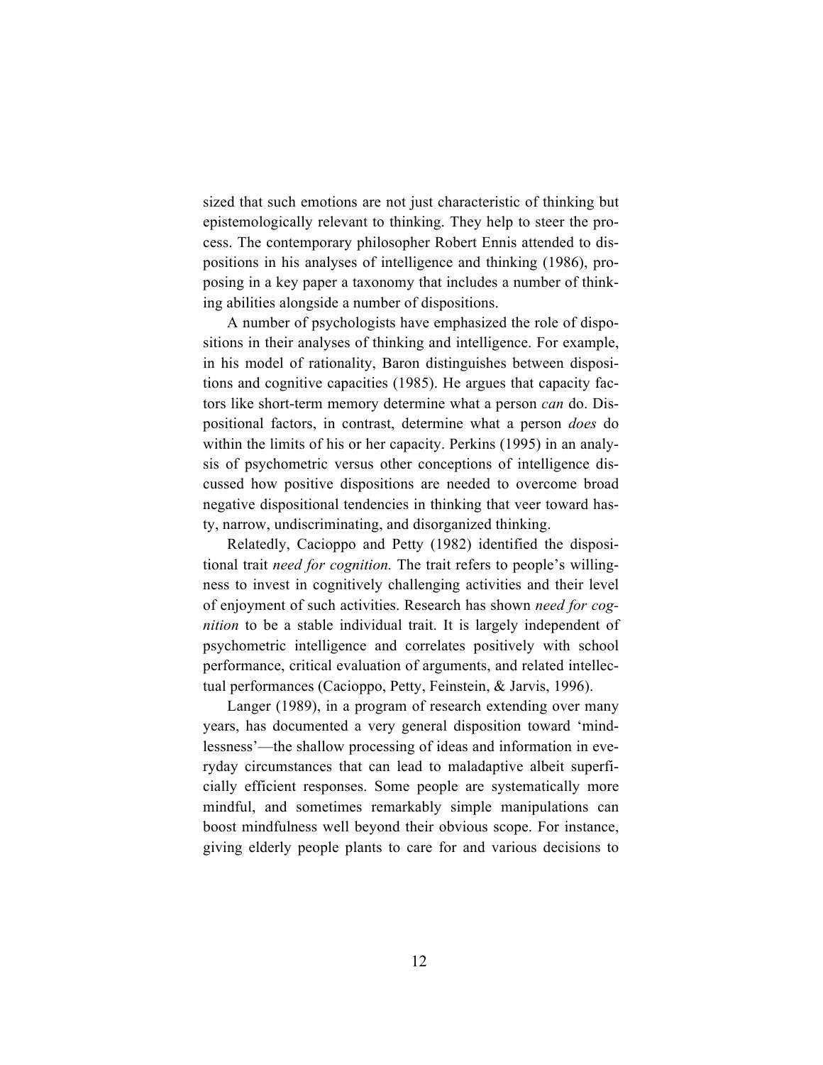sized that such emotions are not just characteristic of thinking but epistemologically relevant to thinking. They help to steer the process. The contemporary philosopher Robert Ennis attended to dispositions in his analyses of intelligence and thinking (1986), proposing in a key paper a taxonomy that includes a number of thinking abilities alongside a number of dispositions.

A number of psychologists have emphasized the role of dispositions in their analyses of thinking and intelligence. For example, in his model of rationality, Baron distinguishes between dispositions and cognitive capacities (1985). He argues that capacity factors like short-term memory determine what a person *can* do. Dispositional factors, in contrast, determine what a person *does* do within the limits of his or her capacity. Perkins (1995) in an analysis of psychometric versus other conceptions of intelligence discussed how positive dispositions are needed to overcome broad negative dispositional tendencies in thinking that veer toward hasty, narrow, undiscriminating, and disorganized thinking.

Relatedly, Cacioppo and Petty (1982) identified the dispositional trait *need for cognition.* The trait refers to people's willingness to invest in cognitively challenging activities and their level of enjoyment of such activities. Research has shown *need for cognition* to be a stable individual trait. It is largely independent of psychometric intelligence and correlates positively with school performance, critical evaluation of arguments, and related intellectual performances (Cacioppo, Petty, Feinstein, & Jarvis, 1996).

Langer (1989), in a program of research extending over many years, has documented a very general disposition toward 'mindlessness'—the shallow processing of ideas and information in everyday circumstances that can lead to maladaptive albeit superficially efficient responses. Some people are systematically more mindful, and sometimes remarkably simple manipulations can boost mindfulness well beyond their obvious scope. For instance, giving elderly people plants to care for and various decisions to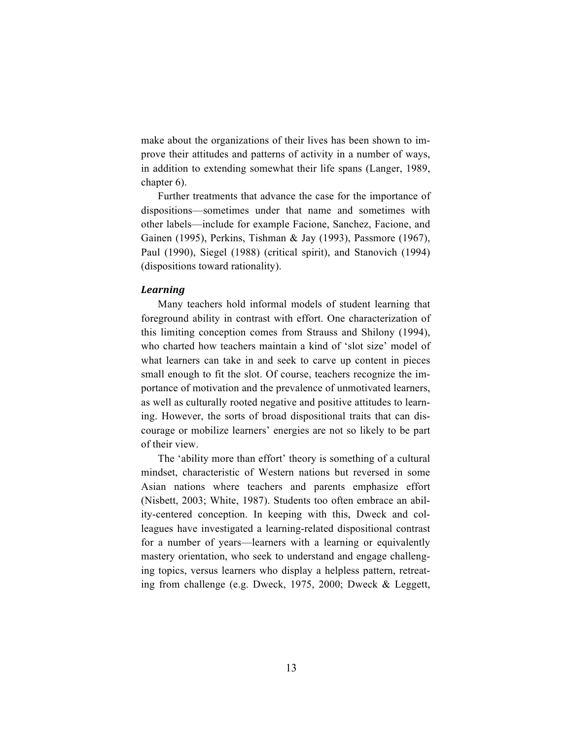make about the organizations of their lives has been shown to improve their attitudes and patterns of activity in a number of ways, in addition to extending somewhat their life spans (Langer, 1989, chapter 6).

Further treatments that advance the case for the importance of dispositions—sometimes under that name and sometimes with other labels—include for example Facione, Sanchez, Facione, and Gainen (1995), Perkins, Tishman & Jay (1993), Passmore (1967), Paul (1990), Siegel (1988) (critical spirit), and Stanovich (1994) (dispositions toward rationality).

### *Learning*

Many teachers hold informal models of student learning that foreground ability in contrast with effort. One characterization of this limiting conception comes from Strauss and Shilony (1994), who charted how teachers maintain a kind of 'slot size' model of what learners can take in and seek to carve up content in pieces small enough to fit the slot. Of course, teachers recognize the importance of motivation and the prevalence of unmotivated learners, as well as culturally rooted negative and positive attitudes to learning. However, the sorts of broad dispositional traits that can discourage or mobilize learners' energies are not so likely to be part of their view.

The 'ability more than effort' theory is something of a cultural mindset, characteristic of Western nations but reversed in some Asian nations where teachers and parents emphasize effort (Nisbett, 2003; White, 1987). Students too often embrace an ability-centered conception. In keeping with this, Dweck and colleagues have investigated a learning-related dispositional contrast for a number of years—learners with a learning or equivalently mastery orientation, who seek to understand and engage challenging topics, versus learners who display a helpless pattern, retreating from challenge (e.g. Dweck, 1975, 2000; Dweck & Leggett,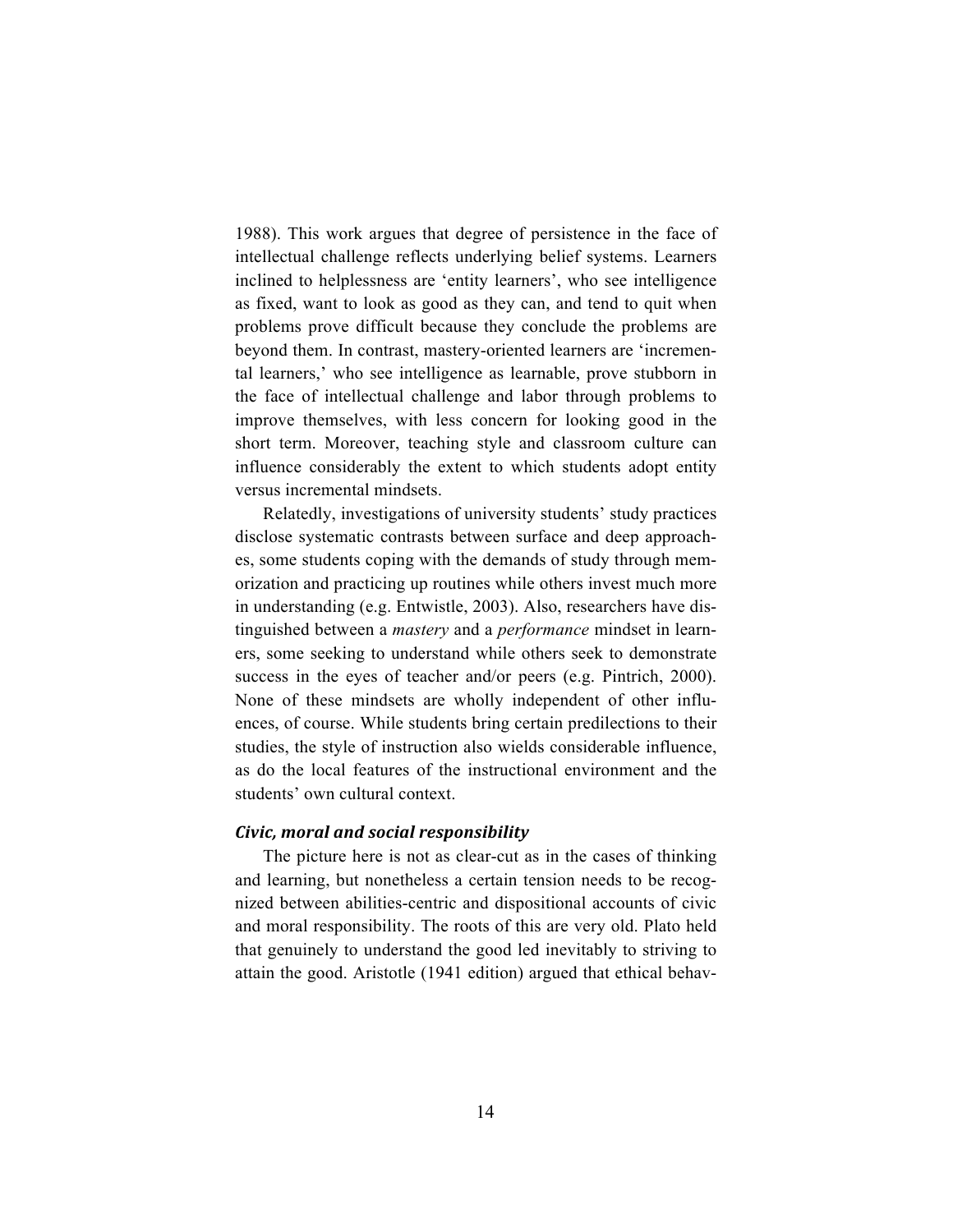1988). This work argues that degree of persistence in the face of intellectual challenge reflects underlying belief systems. Learners inclined to helplessness are 'entity learners', who see intelligence as fixed, want to look as good as they can, and tend to quit when problems prove difficult because they conclude the problems are beyond them. In contrast, mastery-oriented learners are 'incremental learners,' who see intelligence as learnable, prove stubborn in the face of intellectual challenge and labor through problems to improve themselves, with less concern for looking good in the short term. Moreover, teaching style and classroom culture can influence considerably the extent to which students adopt entity versus incremental mindsets.

Relatedly, investigations of university students' study practices disclose systematic contrasts between surface and deep approaches, some students coping with the demands of study through memorization and practicing up routines while others invest much more in understanding (e.g. Entwistle, 2003). Also, researchers have distinguished between a *mastery* and a *performance* mindset in learners, some seeking to understand while others seek to demonstrate success in the eyes of teacher and/or peers (e.g. Pintrich, 2000). None of these mindsets are wholly independent of other influences, of course. While students bring certain predilections to their studies, the style of instruction also wields considerable influence, as do the local features of the instructional environment and the students' own cultural context.

### *Civic, moral and social responsibility*

The picture here is not as clear-cut as in the cases of thinking and learning, but nonetheless a certain tension needs to be recognized between abilities-centric and dispositional accounts of civic and moral responsibility. The roots of this are very old. Plato held that genuinely to understand the good led inevitably to striving to attain the good. Aristotle (1941 edition) argued that ethical behav-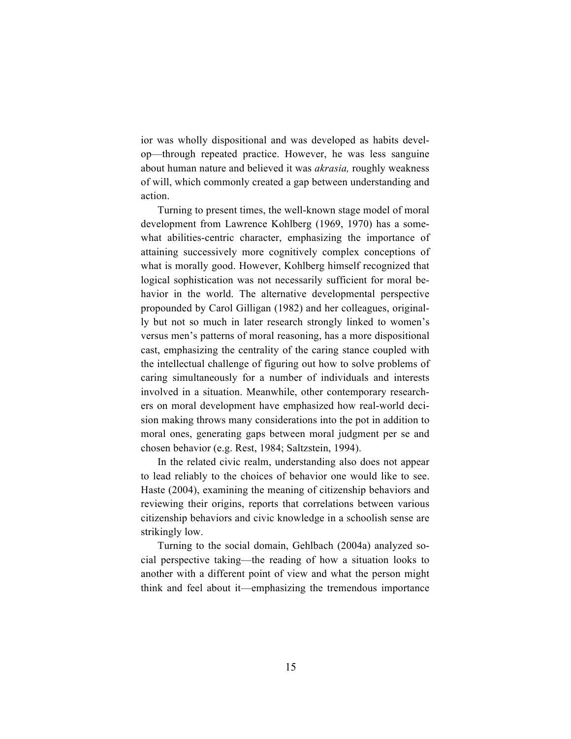ior was wholly dispositional and was developed as habits develop—through repeated practice. However, he was less sanguine about human nature and believed it was *akrasia,* roughly weakness of will, which commonly created a gap between understanding and action.

Turning to present times, the well-known stage model of moral development from Lawrence Kohlberg (1969, 1970) has a somewhat abilities-centric character, emphasizing the importance of attaining successively more cognitively complex conceptions of what is morally good. However, Kohlberg himself recognized that logical sophistication was not necessarily sufficient for moral behavior in the world. The alternative developmental perspective propounded by Carol Gilligan (1982) and her colleagues, originally but not so much in later research strongly linked to women's versus men's patterns of moral reasoning, has a more dispositional cast, emphasizing the centrality of the caring stance coupled with the intellectual challenge of figuring out how to solve problems of caring simultaneously for a number of individuals and interests involved in a situation. Meanwhile, other contemporary researchers on moral development have emphasized how real-world decision making throws many considerations into the pot in addition to moral ones, generating gaps between moral judgment per se and chosen behavior (e.g. Rest, 1984; Saltzstein, 1994).

In the related civic realm, understanding also does not appear to lead reliably to the choices of behavior one would like to see. Haste (2004), examining the meaning of citizenship behaviors and reviewing their origins, reports that correlations between various citizenship behaviors and civic knowledge in a schoolish sense are strikingly low.

Turning to the social domain, Gehlbach (2004a) analyzed social perspective taking—the reading of how a situation looks to another with a different point of view and what the person might think and feel about it—emphasizing the tremendous importance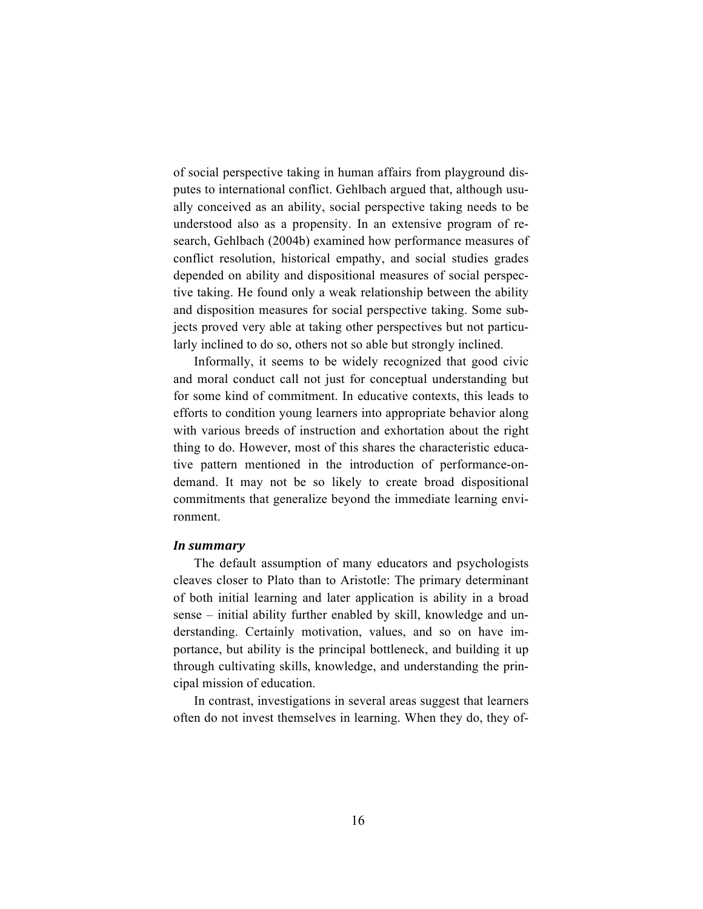of social perspective taking in human affairs from playground disputes to international conflict. Gehlbach argued that, although usually conceived as an ability, social perspective taking needs to be understood also as a propensity. In an extensive program of research, Gehlbach (2004b) examined how performance measures of conflict resolution, historical empathy, and social studies grades depended on ability and dispositional measures of social perspective taking. He found only a weak relationship between the ability and disposition measures for social perspective taking. Some subjects proved very able at taking other perspectives but not particularly inclined to do so, others not so able but strongly inclined.

Informally, it seems to be widely recognized that good civic and moral conduct call not just for conceptual understanding but for some kind of commitment. In educative contexts, this leads to efforts to condition young learners into appropriate behavior along with various breeds of instruction and exhortation about the right thing to do. However, most of this shares the characteristic educative pattern mentioned in the introduction of performance-on-demand. It may not be so likely to create broad dispositional commitments that generalize beyond the immediate learning environment.

### *In summary*

The default assumption of many educators and psychologists cleaves closer to Plato than to Aristotle: The primary determinant of both initial learning and later application is ability in a broad sense – initial ability further enabled by skill, knowledge and understanding. Certainly motivation, values, and so on have importance, but ability is the principal bottleneck, and building it up through cultivating skills, knowledge, and understanding the principal mission of education.

In contrast, investigations in several areas suggest that learners often do not invest themselves in learning. When they do, they of-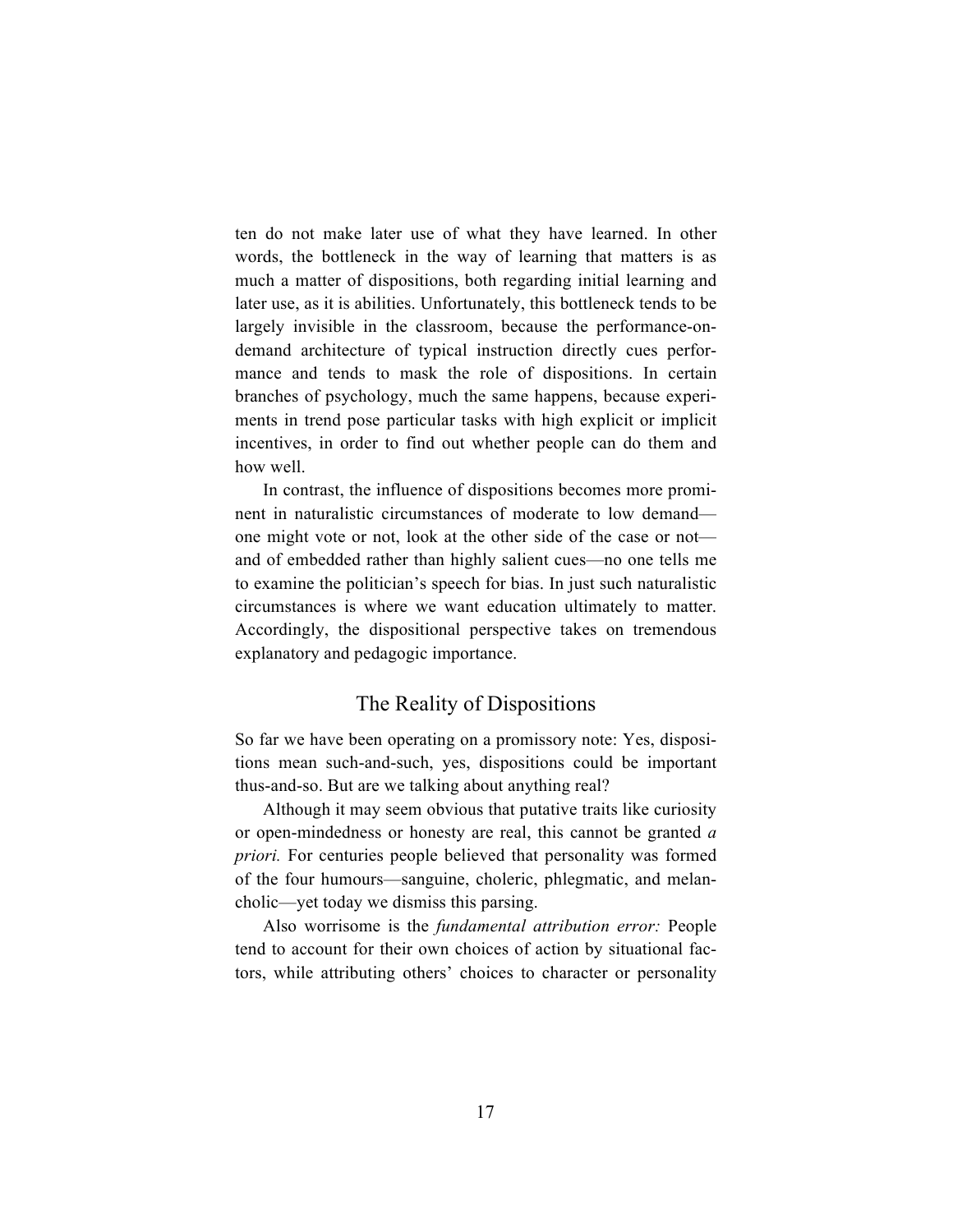ten do not make later use of what they have learned. In other words, the bottleneck in the way of learning that matters is as much a matter of dispositions, both regarding initial learning and later use, as it is abilities. Unfortunately, this bottleneck tends to be largely invisible in the classroom, because the performance-on-demand architecture of typical instruction directly cues performance and tends to mask the role of dispositions. In certain branches of psychology, much the same happens, because experiments in trend pose particular tasks with high explicit or implicit incentives, in order to find out whether people can do them and how well.

In contrast, the influence of dispositions becomes more prominent in naturalistic circumstances of moderate to low demand—one might vote or not, look at the other side of the case or not—and of embedded rather than highly salient cues—no one tells me to examine the politician's speech for bias. In just such naturalistic circumstances is where we want education ultimately to matter. Accordingly, the dispositional perspective takes on tremendous explanatory and pedagogic importance.

## The Reality of Dispositions

So far we have been operating on a promissory note: Yes, dispositions mean such-and-such, yes, dispositions could be important thus-and-so. But are we talking about anything real?

Although it may seem obvious that putative traits like curiosity or open-mindedness or honesty are real, this cannot be granted *a priori.* For centuries people believed that personality was formed of the four humours—sanguine, choleric, phlegmatic, and melancholic—yet today we dismiss this parsing.

Also worrisome is the *fundamental attribution error:* People tend to account for their own choices of action by situational factors, while attributing others' choices to character or personality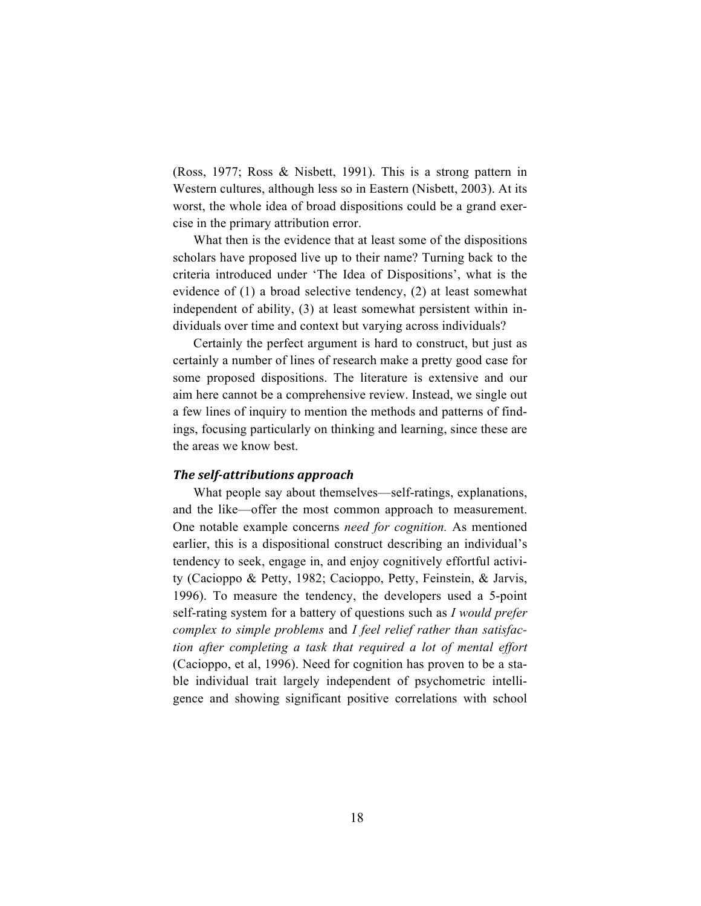(Ross, 1977; Ross & Nisbett, 1991). This is a strong pattern in Western cultures, although less so in Eastern (Nisbett, 2003). At its worst, the whole idea of broad dispositions could be a grand exercise in the primary attribution error.

What then is the evidence that at least some of the dispositions scholars have proposed live up to their name? Turning back to the criteria introduced under 'The Idea of Dispositions', what is the evidence of (1) a broad selective tendency, (2) at least somewhat independent of ability, (3) at least somewhat persistent within individuals over time and context but varying across individuals?

Certainly the perfect argument is hard to construct, but just as certainly a number of lines of research make a pretty good case for some proposed dispositions. The literature is extensive and our aim here cannot be a comprehensive review. Instead, we single out a few lines of inquiry to mention the methods and patterns of findings, focusing particularly on thinking and learning, since these are the areas we know best.

### *The self-attributions approach*

What people say about themselves—self-ratings, explanations, and the like—offer the most common approach to measurement. One notable example concerns *need for cognition.* As mentioned earlier, this is a dispositional construct describing an individual's tendency to seek, engage in, and enjoy cognitively effortful activity (Cacioppo & Petty, 1982; Cacioppo, Petty, Feinstein, & Jarvis, 1996). To measure the tendency, the developers used a 5-point self-rating system for a battery of questions such as *I would prefer complex to simple problems* and *I feel relief rather than satisfaction after completing a task that required a lot of mental effort* (Cacioppo, et al, 1996). Need for cognition has proven to be a stable individual trait largely independent of psychometric intelligence and showing significant positive correlations with school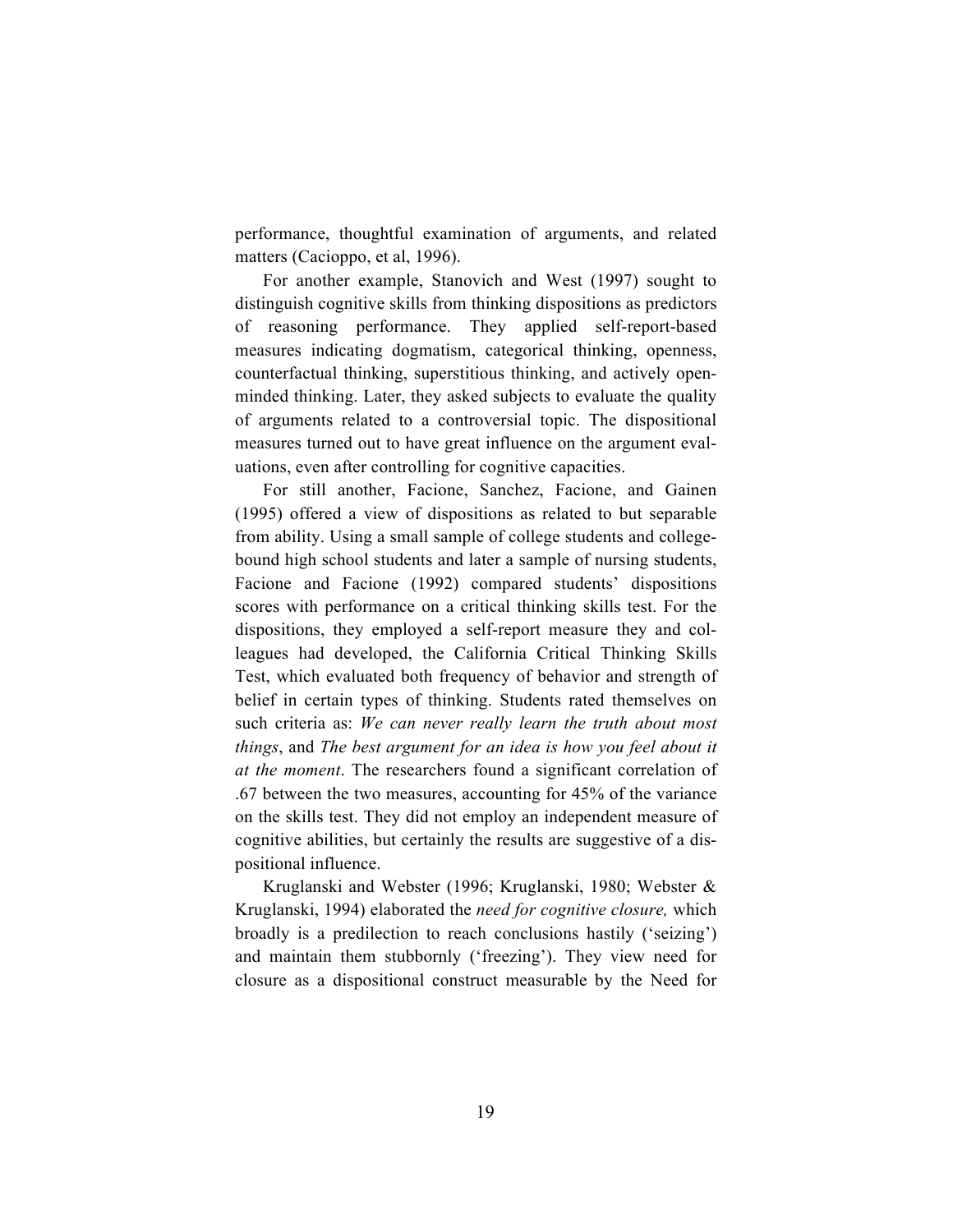performance, thoughtful examination of arguments, and related matters (Cacioppo, et al, 1996).

For another example, Stanovich and West (1997) sought to distinguish cognitive skills from thinking dispositions as predictors of reasoning performance. They applied self-report-based measures indicating dogmatism, categorical thinking, openness, counterfactual thinking, superstitious thinking, and actively open-minded thinking. Later, they asked subjects to evaluate the quality of arguments related to a controversial topic. The dispositional measures turned out to have great influence on the argument evaluations, even after controlling for cognitive capacities.

For still another, Facione, Sanchez, Facione, and Gainen (1995) offered a view of dispositions as related to but separable from ability. Using a small sample of college students and college-bound high school students and later a sample of nursing students, Facione and Facione (1992) compared students' dispositions scores with performance on a critical thinking skills test. For the dispositions, they employed a self-report measure they and colleagues had developed, the California Critical Thinking Skills Test, which evaluated both frequency of behavior and strength of belief in certain types of thinking. Students rated themselves on such criteria as: *We can never really learn the truth about most things*, and *The best argument for an idea is how you feel about it at the moment*. The researchers found a significant correlation of .67 between the two measures, accounting for 45% of the variance on the skills test. They did not employ an independent measure of cognitive abilities, but certainly the results are suggestive of a dispositional influence.

Kruglanski and Webster (1996; Kruglanski, 1980; Webster & Kruglanski, 1994) elaborated the *need for cognitive closure,* which broadly is a predilection to reach conclusions hastily ('seizing') and maintain them stubbornly ('freezing'). They view need for closure as a dispositional construct measurable by the Need for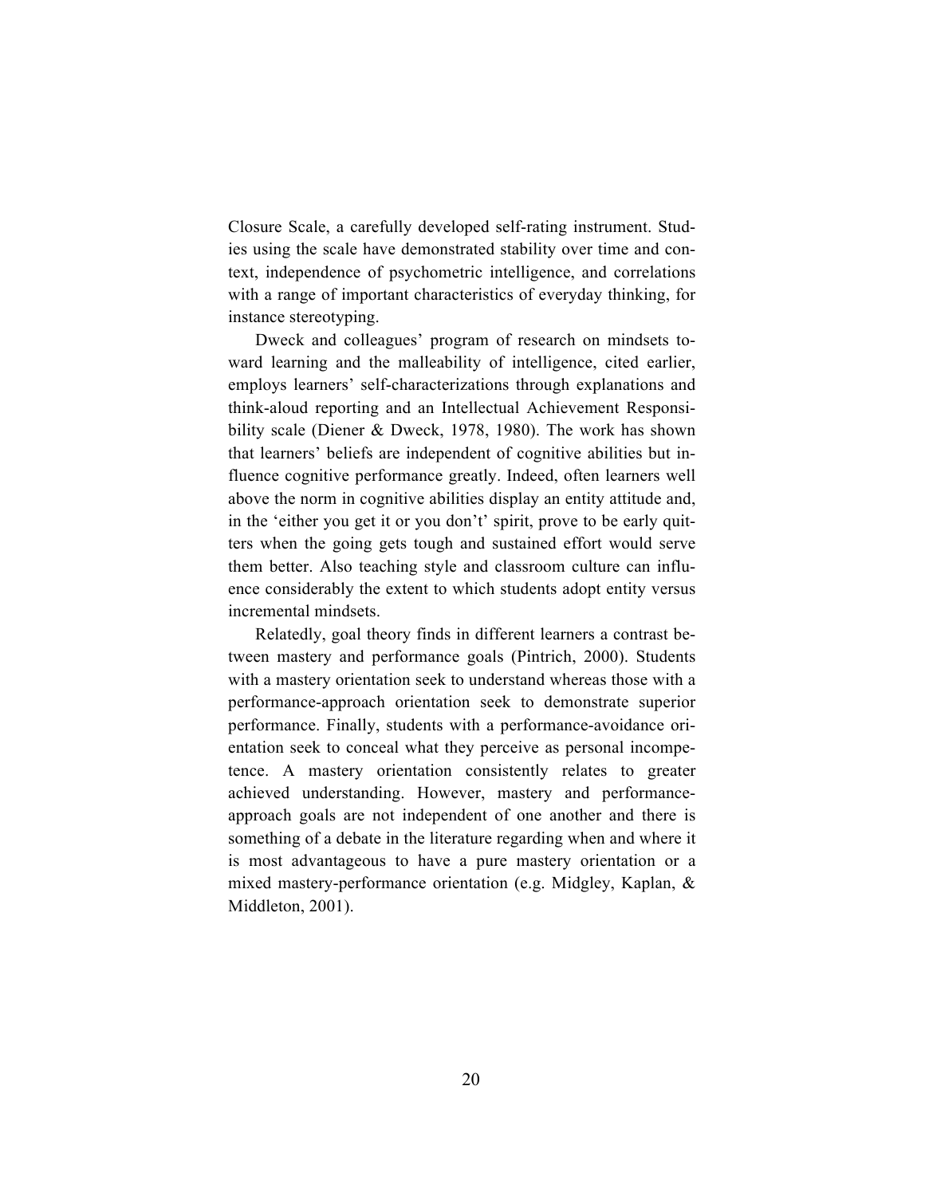Closure Scale, a carefully developed self-rating instrument. Studies using the scale have demonstrated stability over time and context, independence of psychometric intelligence, and correlations with a range of important characteristics of everyday thinking, for instance stereotyping.

Dweck and colleagues' program of research on mindsets toward learning and the malleability of intelligence, cited earlier, employs learners' self-characterizations through explanations and think-aloud reporting and an Intellectual Achievement Responsibility scale (Diener & Dweck, 1978, 1980). The work has shown that learners' beliefs are independent of cognitive abilities but influence cognitive performance greatly. Indeed, often learners well above the norm in cognitive abilities display an entity attitude and, in the 'either you get it or you don't' spirit, prove to be early quitters when the going gets tough and sustained effort would serve them better. Also teaching style and classroom culture can influence considerably the extent to which students adopt entity versus incremental mindsets.

Relatedly, goal theory finds in different learners a contrast between mastery and performance goals (Pintrich, 2000). Students with a mastery orientation seek to understand whereas those with a performance-approach orientation seek to demonstrate superior performance. Finally, students with a performance-avoidance orientation seek to conceal what they perceive as personal incompetence. A mastery orientation consistently relates to greater achieved understanding. However, mastery and performance-approach goals are not independent of one another and there is something of a debate in the literature regarding when and where it is most advantageous to have a pure mastery orientation or a mixed mastery-performance orientation (e.g. Midgley, Kaplan, & Middleton, 2001).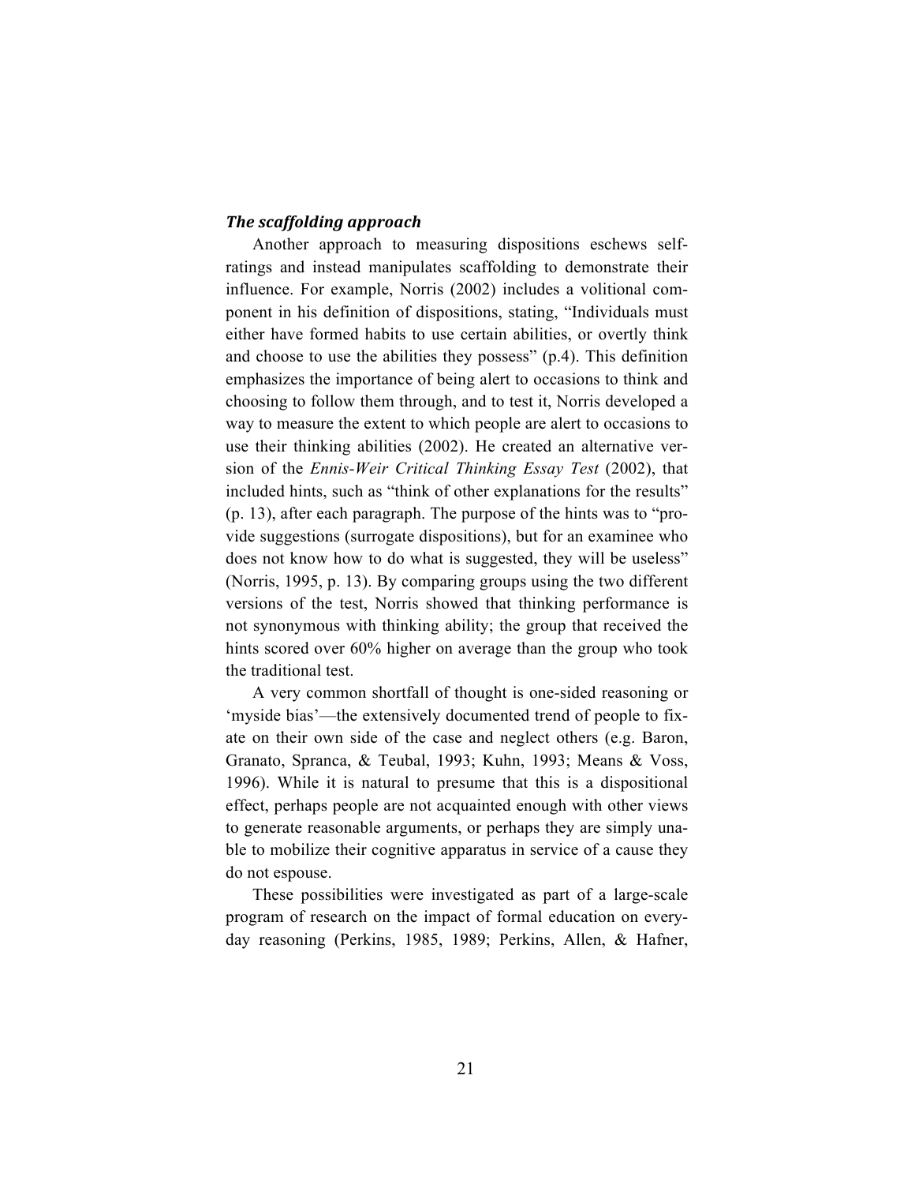### *The scaffolding approach*

Another approach to measuring dispositions eschews self-ratings and instead manipulates scaffolding to demonstrate their influence. For example, Norris (2002) includes a volitional component in his definition of dispositions, stating, "Individuals must either have formed habits to use certain abilities, or overtly think and choose to use the abilities they possess" (p.4). This definition emphasizes the importance of being alert to occasions to think and choosing to follow them through, and to test it, Norris developed a way to measure the extent to which people are alert to occasions to use their thinking abilities (2002). He created an alternative version of the *Ennis-Weir Critical Thinking Essay Test* (2002), that included hints, such as "think of other explanations for the results" (p. 13), after each paragraph. The purpose of the hints was to "provide suggestions (surrogate dispositions), but for an examinee who does not know how to do what is suggested, they will be useless" (Norris, 1995, p. 13). By comparing groups using the two different versions of the test, Norris showed that thinking performance is not synonymous with thinking ability; the group that received the hints scored over 60% higher on average than the group who took the traditional test.

A very common shortfall of thought is one-sided reasoning or 'myside bias'—the extensively documented trend of people to fixate on their own side of the case and neglect others (e.g. Baron, Granato, Spranca, & Teubal, 1993; Kuhn, 1993; Means & Voss, 1996). While it is natural to presume that this is a dispositional effect, perhaps people are not acquainted enough with other views to generate reasonable arguments, or perhaps they are simply unable to mobilize their cognitive apparatus in service of a cause they do not espouse.

These possibilities were investigated as part of a large-scale program of research on the impact of formal education on everyday reasoning (Perkins, 1985, 1989; Perkins, Allen, & Hafner,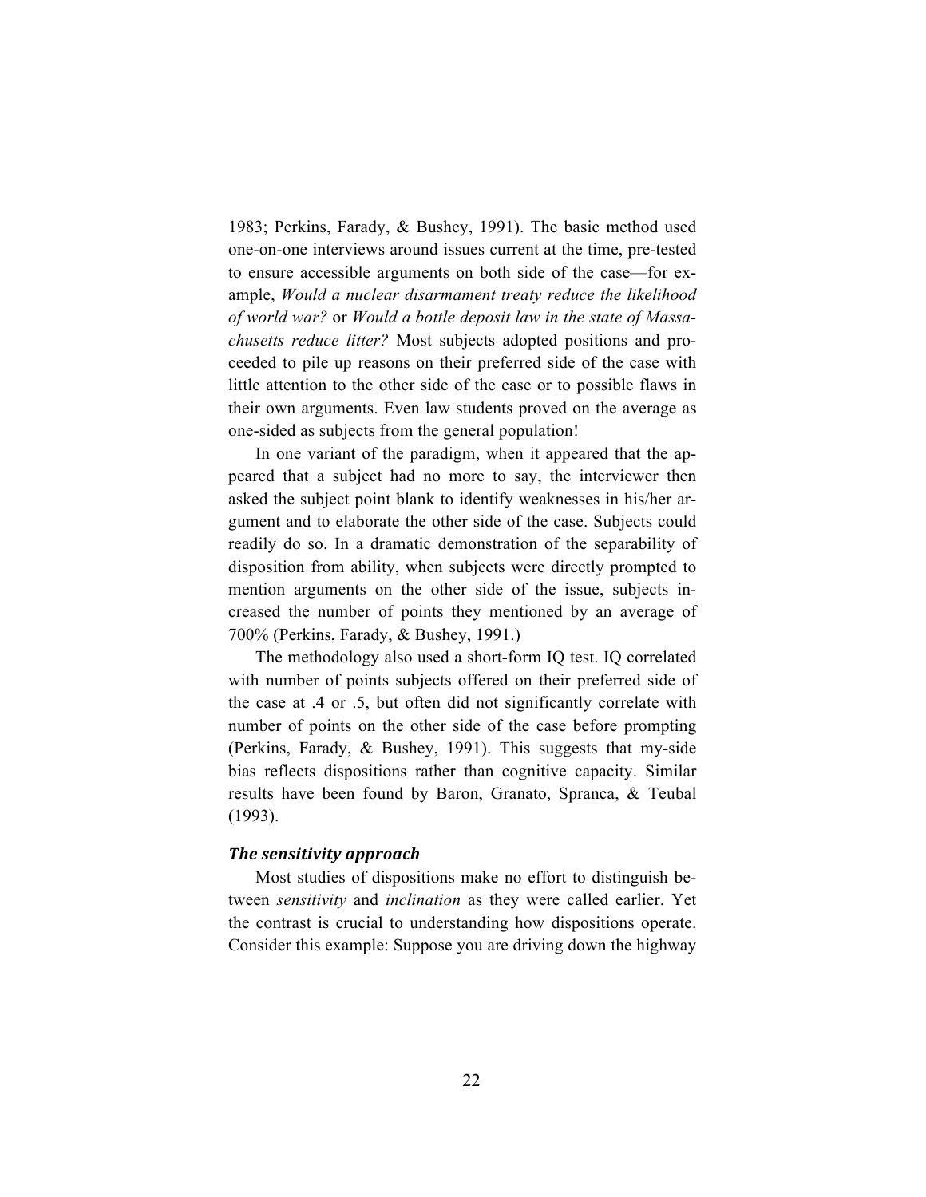1983; Perkins, Farady, & Bushey, 1991). The basic method used one-on-one interviews around issues current at the time, pre-tested to ensure accessible arguments on both side of the case—for example, *Would a nuclear disarmament treaty reduce the likelihood of world war?* or *Would a bottle deposit law in the state of Massachusetts reduce litter?* Most subjects adopted positions and proceeded to pile up reasons on their preferred side of the case with little attention to the other side of the case or to possible flaws in their own arguments. Even law students proved on the average as one-sided as subjects from the general population!

In one variant of the paradigm, when it appeared that the appeared that a subject had no more to say, the interviewer then asked the subject point blank to identify weaknesses in his/her argument and to elaborate the other side of the case. Subjects could readily do so. In a dramatic demonstration of the separability of disposition from ability, when subjects were directly prompted to mention arguments on the other side of the issue, subjects increased the number of points they mentioned by an average of 700% (Perkins, Farady, & Bushey, 1991.)

The methodology also used a short-form IQ test. IQ correlated with number of points subjects offered on their preferred side of the case at .4 or .5, but often did not significantly correlate with number of points on the other side of the case before prompting (Perkins, Farady, & Bushey, 1991). This suggests that my-side bias reflects dispositions rather than cognitive capacity. Similar results have been found by Baron, Granato, Spranca, & Teubal (1993).

### *The sensitivity approach*

Most studies of dispositions make no effort to distinguish between *sensitivity* and *inclination* as they were called earlier. Yet the contrast is crucial to understanding how dispositions operate. Consider this example: Suppose you are driving down the highway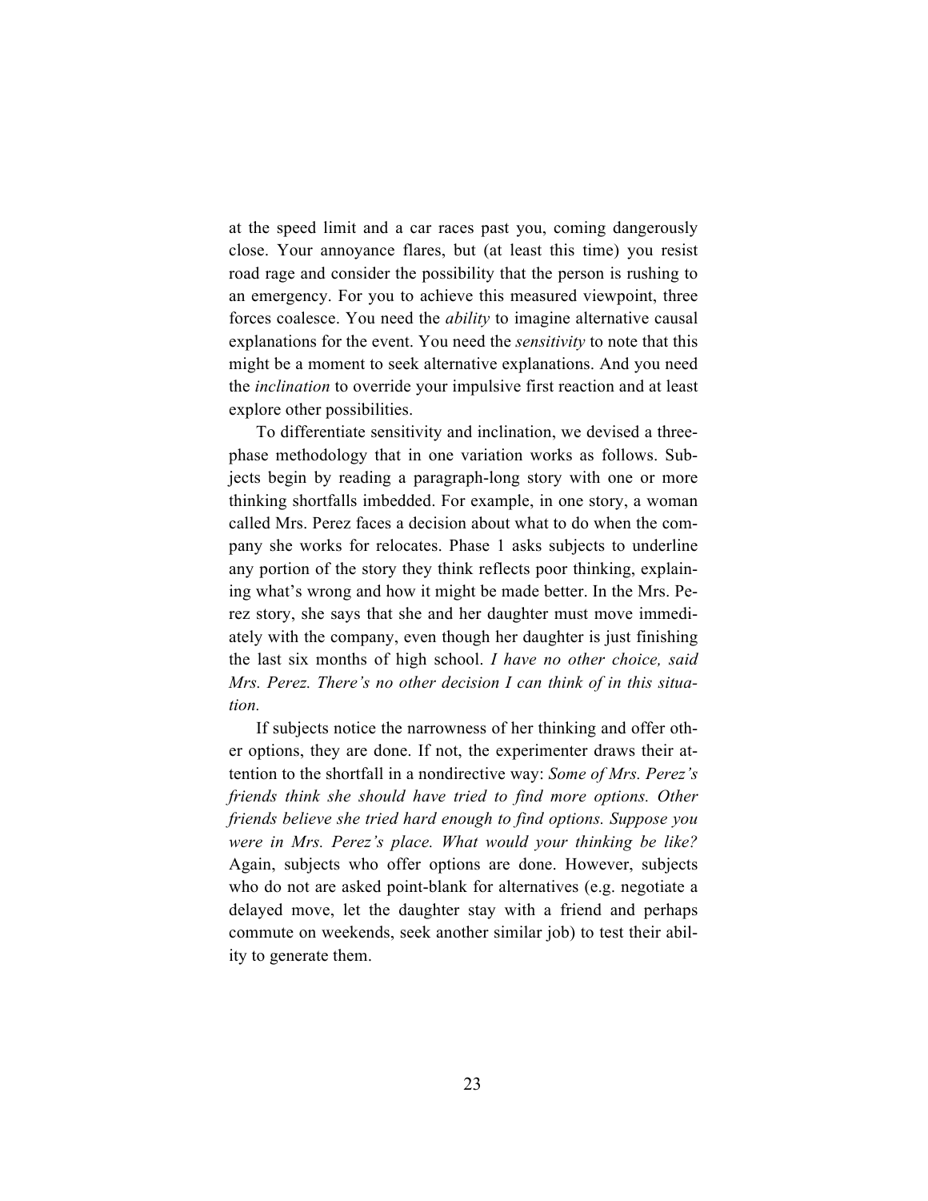at the speed limit and a car races past you, coming dangerously close. Your annoyance flares, but (at least this time) you resist road rage and consider the possibility that the person is rushing to an emergency. For you to achieve this measured viewpoint, three forces coalesce. You need the *ability* to imagine alternative causal explanations for the event. You need the *sensitivity* to note that this might be a moment to seek alternative explanations. And you need the *inclination* to override your impulsive first reaction and at least explore other possibilities.

To differentiate sensitivity and inclination, we devised a three-phase methodology that in one variation works as follows. Subjects begin by reading a paragraph-long story with one or more thinking shortfalls imbedded. For example, in one story, a woman called Mrs. Perez faces a decision about what to do when the company she works for relocates. Phase 1 asks subjects to underline any portion of the story they think reflects poor thinking, explaining what's wrong and how it might be made better. In the Mrs. Perez story, she says that she and her daughter must move immediately with the company, even though her daughter is just finishing the last six months of high school. *I have no other choice, said Mrs. Perez. There's no other decision I can think of in this situation.*

If subjects notice the narrowness of her thinking and offer other options, they are done. If not, the experimenter draws their attention to the shortfall in a nondirective way: *Some of Mrs. Perez's friends think she should have tried to find more options. Other friends believe she tried hard enough to find options. Suppose you were in Mrs. Perez's place. What would your thinking be like?* Again, subjects who offer options are done. However, subjects who do not are asked point-blank for alternatives (e.g. negotiate a delayed move, let the daughter stay with a friend and perhaps commute on weekends, seek another similar job) to test their ability to generate them.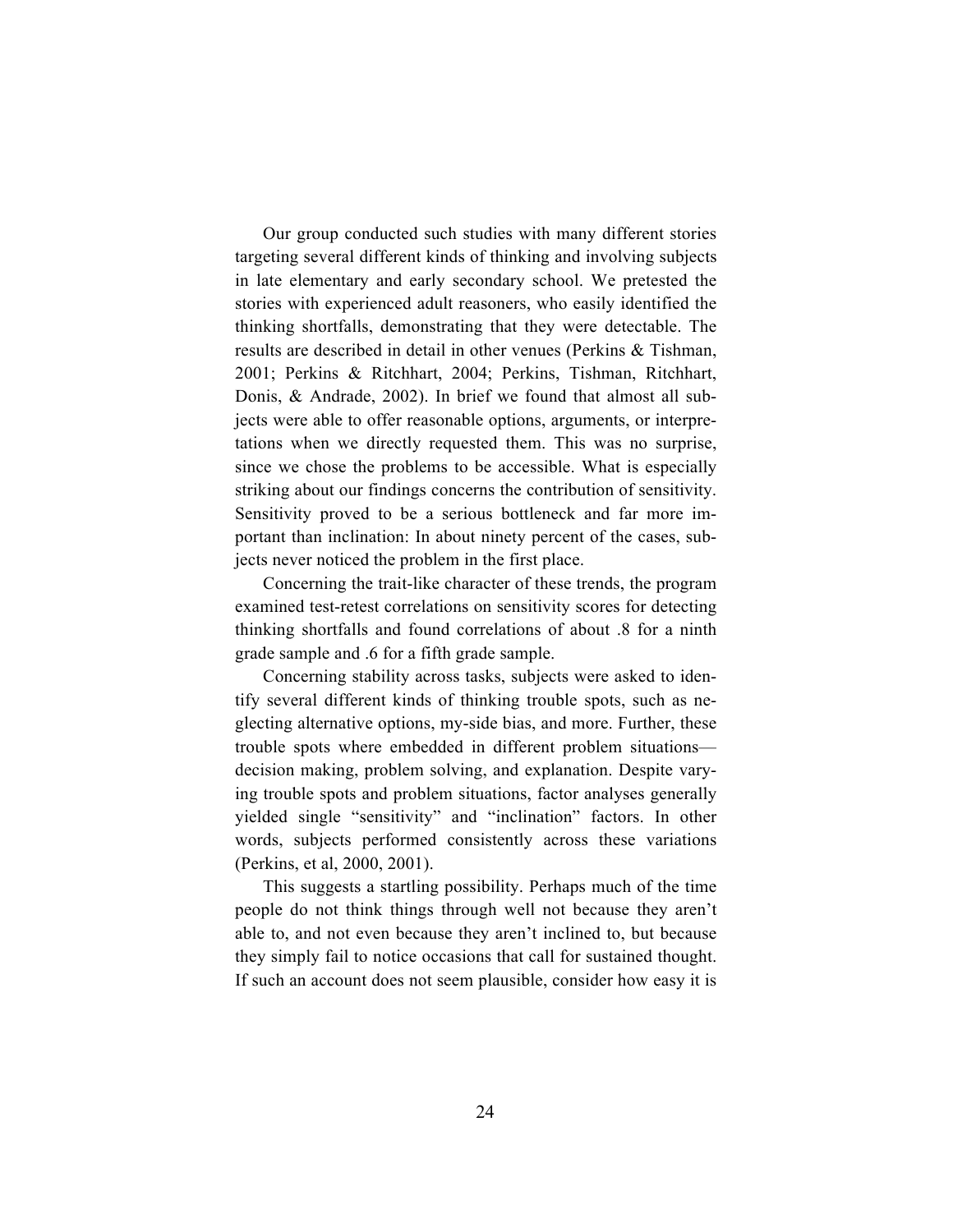Our group conducted such studies with many different stories targeting several different kinds of thinking and involving subjects in late elementary and early secondary school. We pretested the stories with experienced adult reasoners, who easily identified the thinking shortfalls, demonstrating that they were detectable. The results are described in detail in other venues (Perkins & Tishman, 2001; Perkins & Ritchhart, 2004; Perkins, Tishman, Ritchhart, Donis, & Andrade, 2002). In brief we found that almost all subjects were able to offer reasonable options, arguments, or interpretations when we directly requested them. This was no surprise, since we chose the problems to be accessible. What is especially striking about our findings concerns the contribution of sensitivity. Sensitivity proved to be a serious bottleneck and far more important than inclination: In about ninety percent of the cases, subjects never noticed the problem in the first place.

Concerning the trait-like character of these trends, the program examined test-retest correlations on sensitivity scores for detecting thinking shortfalls and found correlations of about .8 for a ninth grade sample and .6 for a fifth grade sample.

Concerning stability across tasks, subjects were asked to identify several different kinds of thinking trouble spots, such as neglecting alternative options, my-side bias, and more. Further, these trouble spots where embedded in different problem situations—decision making, problem solving, and explanation. Despite varying trouble spots and problem situations, factor analyses generally yielded single "sensitivity" and "inclination" factors. In other words, subjects performed consistently across these variations (Perkins, et al, 2000, 2001).

This suggests a startling possibility. Perhaps much of the time people do not think things through well not because they aren't able to, and not even because they aren't inclined to, but because they simply fail to notice occasions that call for sustained thought. If such an account does not seem plausible, consider how easy it is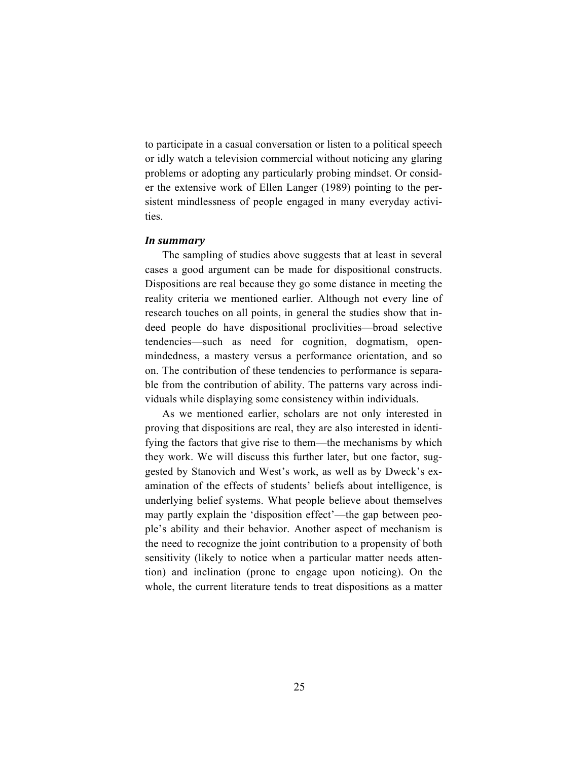to participate in a casual conversation or listen to a political speech or idly watch a television commercial without noticing any glaring problems or adopting any particularly probing mindset. Or consider the extensive work of Ellen Langer (1989) pointing to the persistent mindlessness of people engaged in many everyday activities.

### *In summary*

The sampling of studies above suggests that at least in several cases a good argument can be made for dispositional constructs. Dispositions are real because they go some distance in meeting the reality criteria we mentioned earlier. Although not every line of research touches on all points, in general the studies show that indeed people do have dispositional proclivities—broad selective tendencies—such as need for cognition, dogmatism, open-mindedness, a mastery versus a performance orientation, and so on. The contribution of these tendencies to performance is separable from the contribution of ability. The patterns vary across individuals while displaying some consistency within individuals.

As we mentioned earlier, scholars are not only interested in proving that dispositions are real, they are also interested in identifying the factors that give rise to them—the mechanisms by which they work. We will discuss this further later, but one factor, suggested by Stanovich and West's work, as well as by Dweck's examination of the effects of students' beliefs about intelligence, is underlying belief systems. What people believe about themselves may partly explain the 'disposition effect'—the gap between people's ability and their behavior. Another aspect of mechanism is the need to recognize the joint contribution to a propensity of both sensitivity (likely to notice when a particular matter needs attention) and inclination (prone to engage upon noticing). On the whole, the current literature tends to treat dispositions as a matter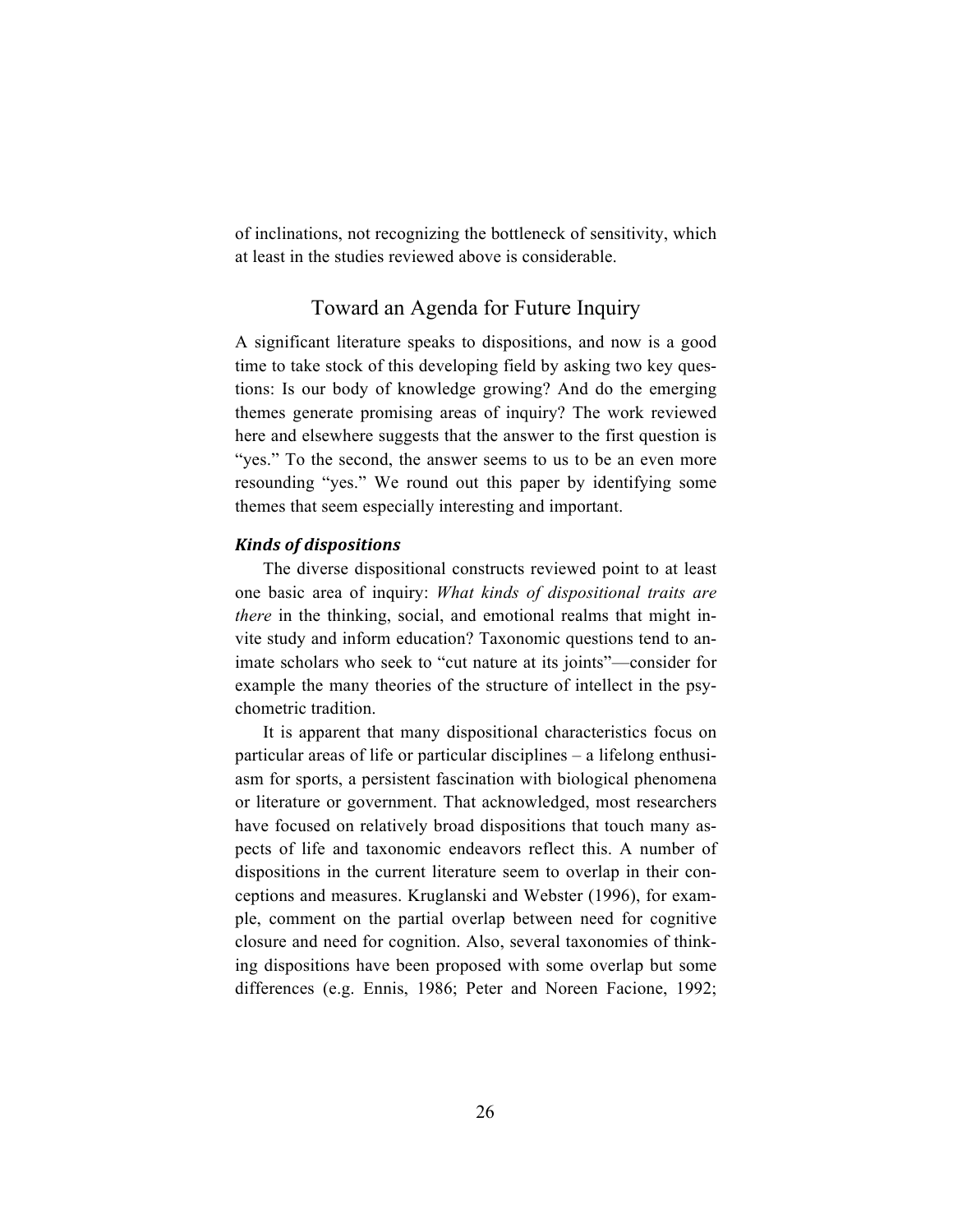of inclinations, not recognizing the bottleneck of sensitivity, which at least in the studies reviewed above is considerable.

## Toward an Agenda for Future Inquiry

A significant literature speaks to dispositions, and now is a good time to take stock of this developing field by asking two key questions: Is our body of knowledge growing? And do the emerging themes generate promising areas of inquiry? The work reviewed here and elsewhere suggests that the answer to the first question is "yes." To the second, the answer seems to us to be an even more resounding "yes." We round out this paper by identifying some themes that seem especially interesting and important.

### *Kinds of dispositions*

The diverse dispositional constructs reviewed point to at least one basic area of inquiry: *What kinds of dispositional traits are there* in the thinking, social, and emotional realms that might invite study and inform education? Taxonomic questions tend to animate scholars who seek to "cut nature at its joints"—consider for example the many theories of the structure of intellect in the psychometric tradition.

It is apparent that many dispositional characteristics focus on particular areas of life or particular disciplines – a lifelong enthusiasm for sports, a persistent fascination with biological phenomena or literature or government. That acknowledged, most researchers have focused on relatively broad dispositions that touch many aspects of life and taxonomic endeavors reflect this. A number of dispositions in the current literature seem to overlap in their conceptions and measures. Kruglanski and Webster (1996), for example, comment on the partial overlap between need for cognitive closure and need for cognition. Also, several taxonomies of thinking dispositions have been proposed with some overlap but some differences (e.g. Ennis, 1986; Peter and Noreen Facione, 1992;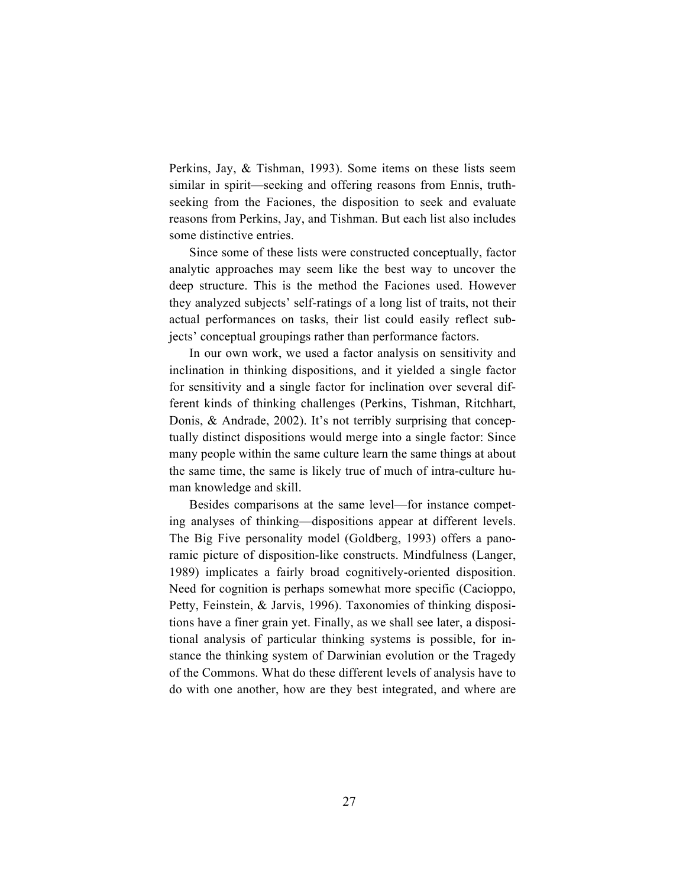Perkins, Jay, & Tishman, 1993). Some items on these lists seem similar in spirit—seeking and offering reasons from Ennis, truth-seeking from the Faciones, the disposition to seek and evaluate reasons from Perkins, Jay, and Tishman. But each list also includes some distinctive entries.

Since some of these lists were constructed conceptually, factor analytic approaches may seem like the best way to uncover the deep structure. This is the method the Faciones used. However they analyzed subjects' self-ratings of a long list of traits, not their actual performances on tasks, their list could easily reflect subjects' conceptual groupings rather than performance factors.

In our own work, we used a factor analysis on sensitivity and inclination in thinking dispositions, and it yielded a single factor for sensitivity and a single factor for inclination over several different kinds of thinking challenges (Perkins, Tishman, Ritchhart, Donis, & Andrade, 2002). It's not terribly surprising that conceptually distinct dispositions would merge into a single factor: Since many people within the same culture learn the same things at about the same time, the same is likely true of much of intra-culture human knowledge and skill.

Besides comparisons at the same level—for instance competing analyses of thinking—dispositions appear at different levels. The Big Five personality model (Goldberg, 1993) offers a panoramic picture of disposition-like constructs. Mindfulness (Langer, 1989) implicates a fairly broad cognitively-oriented disposition. Need for cognition is perhaps somewhat more specific (Cacioppo, Petty, Feinstein, & Jarvis, 1996). Taxonomies of thinking dispositions have a finer grain yet. Finally, as we shall see later, a dispositional analysis of particular thinking systems is possible, for instance the thinking system of Darwinian evolution or the Tragedy of the Commons. What do these different levels of analysis have to do with one another, how are they best integrated, and where are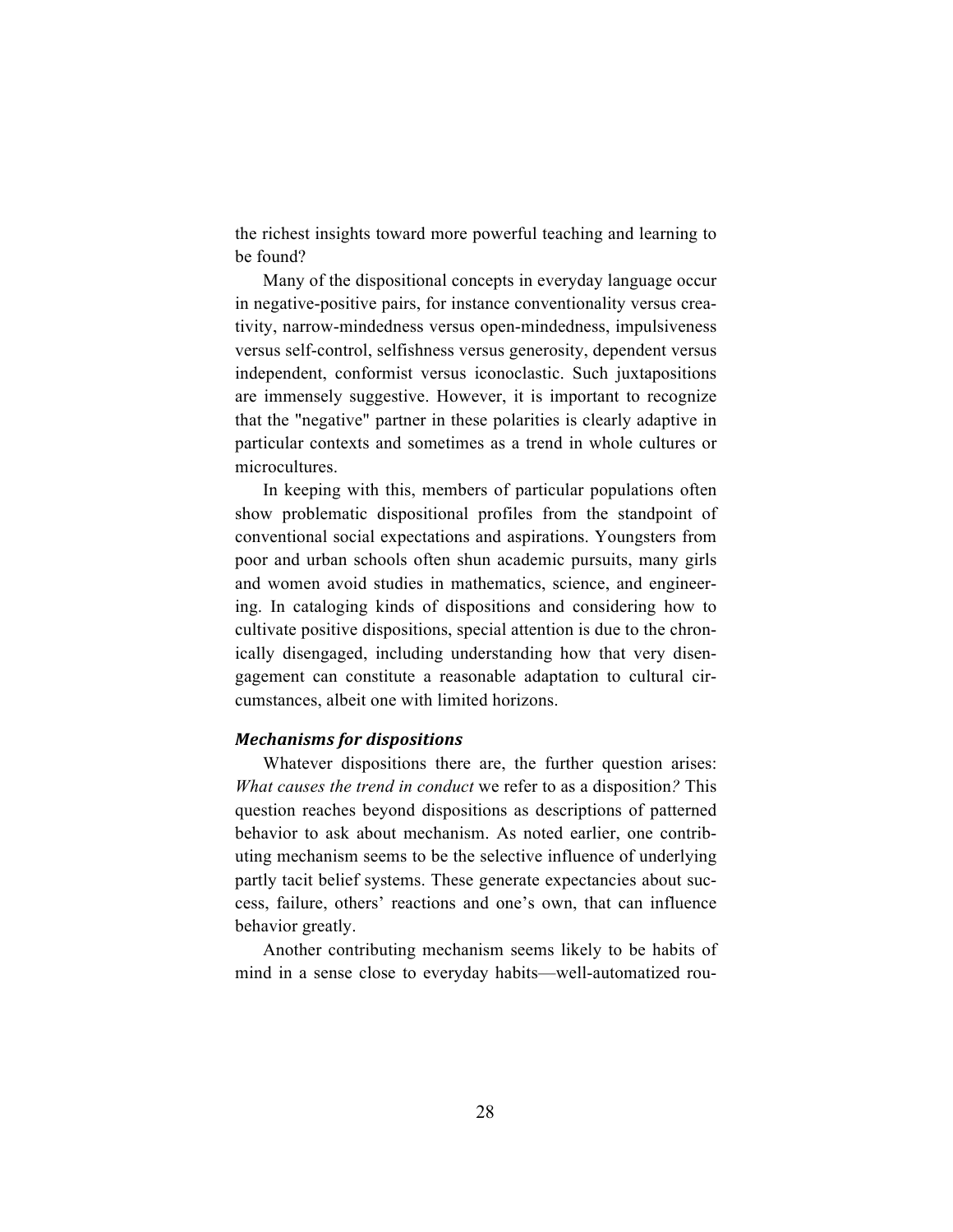the richest insights toward more powerful teaching and learning to be found?

Many of the dispositional concepts in everyday language occur in negative-positive pairs, for instance conventionality versus creativity, narrow-mindedness versus open-mindedness, impulsiveness versus self-control, selfishness versus generosity, dependent versus independent, conformist versus iconoclastic. Such juxtapositions are immensely suggestive. However, it is important to recognize that the "negative" partner in these polarities is clearly adaptive in particular contexts and sometimes as a trend in whole cultures or microcultures.

In keeping with this, members of particular populations often show problematic dispositional profiles from the standpoint of conventional social expectations and aspirations. Youngsters from poor and urban schools often shun academic pursuits, many girls and women avoid studies in mathematics, science, and engineering. In cataloging kinds of dispositions and considering how to cultivate positive dispositions, special attention is due to the chronically disengaged, including understanding how that very disengagement can constitute a reasonable adaptation to cultural circumstances, albeit one with limited horizons.

### ***Mechanisms for dispositions***

Whatever dispositions there are, the further question arises: *What causes the trend in conduct* we refer to as a disposition*?* This question reaches beyond dispositions as descriptions of patterned behavior to ask about mechanism. As noted earlier, one contributing mechanism seems to be the selective influence of underlying partly tacit belief systems. These generate expectancies about success, failure, others' reactions and one's own, that can influence behavior greatly.

Another contributing mechanism seems likely to be habits of mind in a sense close to everyday habits—well-automatized rou-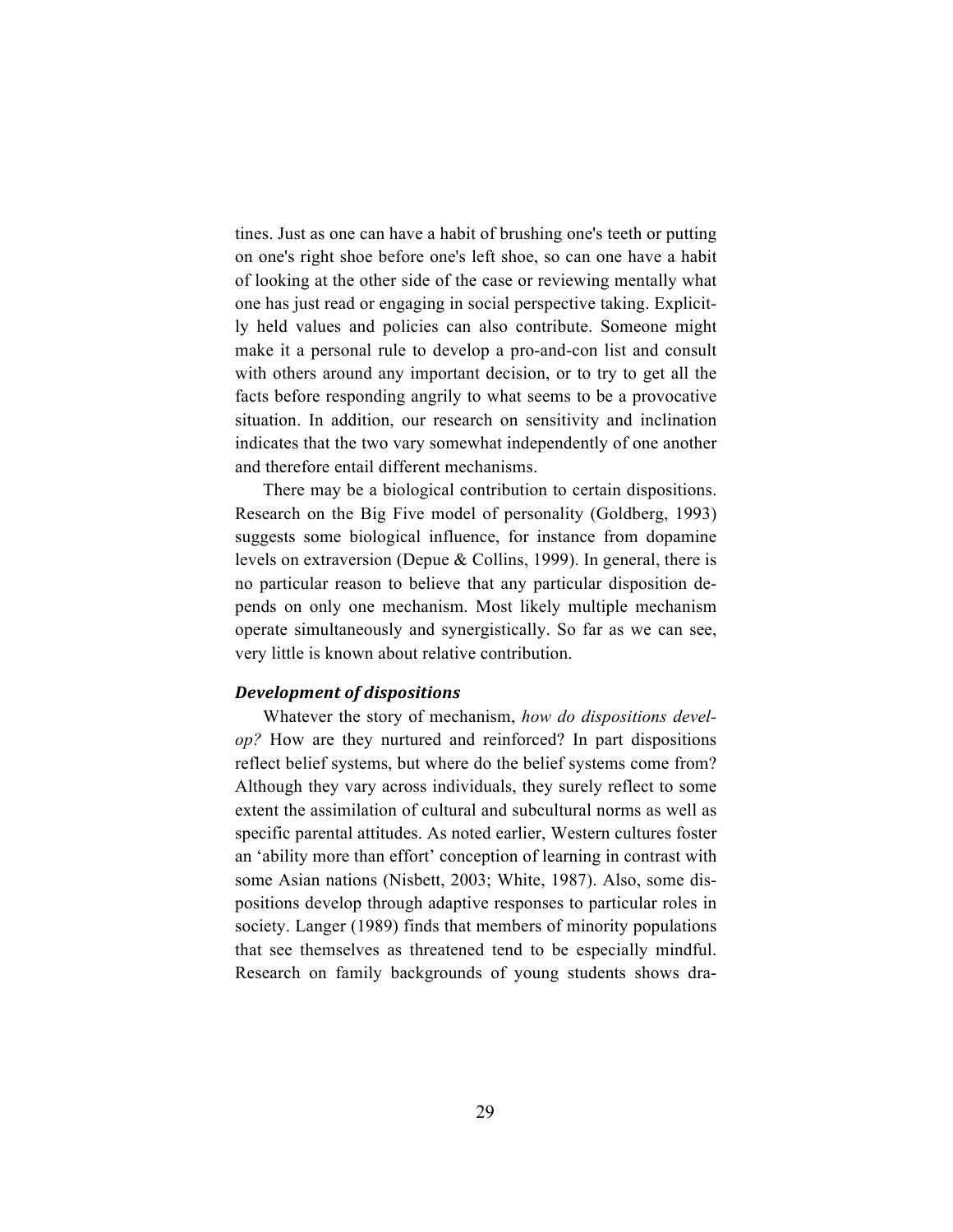tines. Just as one can have a habit of brushing one's teeth or putting on one's right shoe before one's left shoe, so can one have a habit of looking at the other side of the case or reviewing mentally what one has just read or engaging in social perspective taking. Explicitly held values and policies can also contribute. Someone might make it a personal rule to develop a pro-and-con list and consult with others around any important decision, or to try to get all the facts before responding angrily to what seems to be a provocative situation. In addition, our research on sensitivity and inclination indicates that the two vary somewhat independently of one another and therefore entail different mechanisms.

There may be a biological contribution to certain dispositions. Research on the Big Five model of personality (Goldberg, 1993) suggests some biological influence, for instance from dopamine levels on extraversion (Depue & Collins, 1999). In general, there is no particular reason to believe that any particular disposition depends on only one mechanism. Most likely multiple mechanism operate simultaneously and synergistically. So far as we can see, very little is known about relative contribution.

### *Development of dispositions*

Whatever the story of mechanism, *how do dispositions develop?* How are they nurtured and reinforced? In part dispositions reflect belief systems, but where do the belief systems come from? Although they vary across individuals, they surely reflect to some extent the assimilation of cultural and subcultural norms as well as specific parental attitudes. As noted earlier, Western cultures foster an 'ability more than effort' conception of learning in contrast with some Asian nations (Nisbett, 2003; White, 1987). Also, some dispositions develop through adaptive responses to particular roles in society. Langer (1989) finds that members of minority populations that see themselves as threatened tend to be especially mindful. Research on family backgrounds of young students shows dra-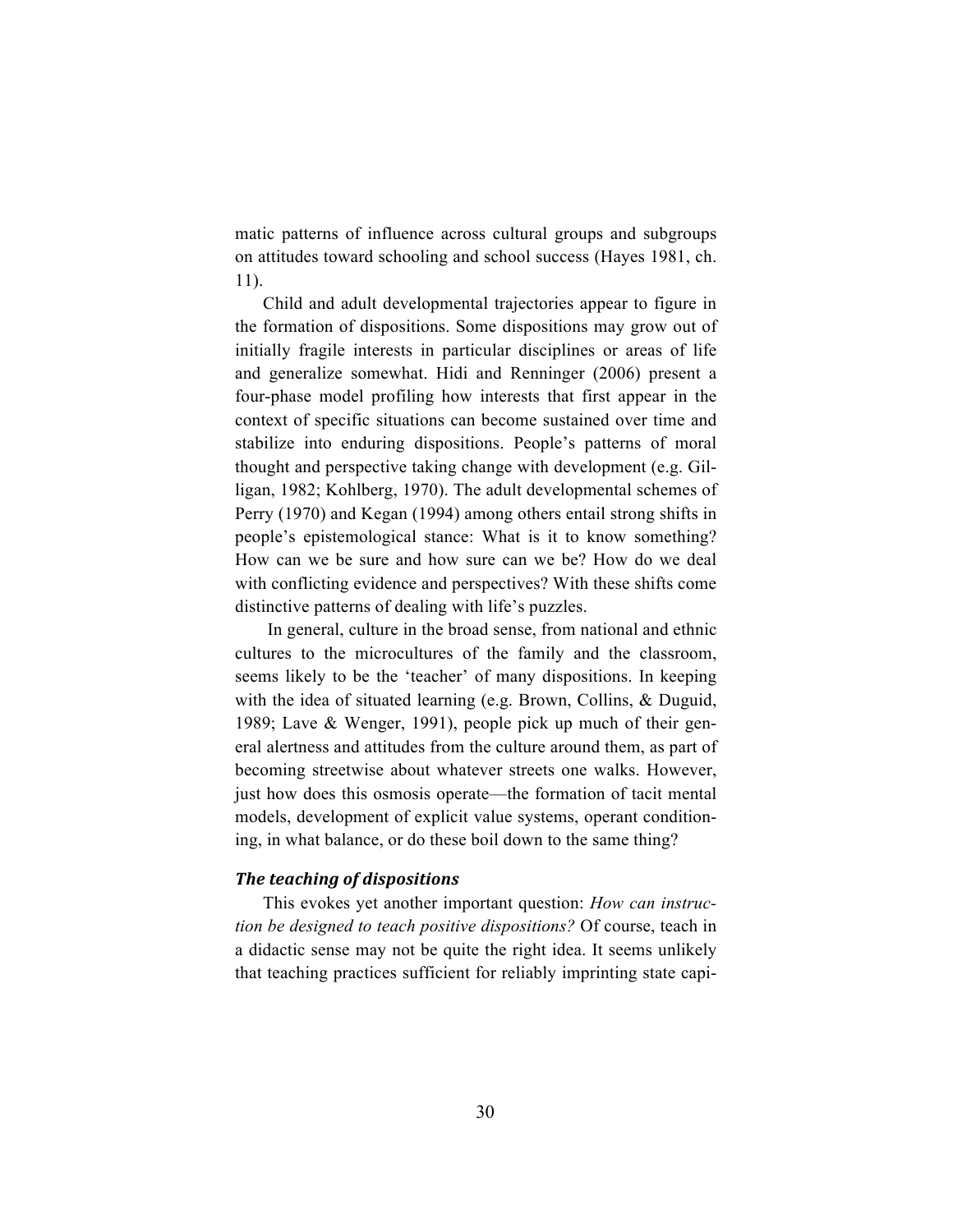matic patterns of influence across cultural groups and subgroups on attitudes toward schooling and school success (Hayes 1981, ch. 11).

Child and adult developmental trajectories appear to figure in the formation of dispositions. Some dispositions may grow out of initially fragile interests in particular disciplines or areas of life and generalize somewhat. Hidi and Renninger (2006) present a four-phase model profiling how interests that first appear in the context of specific situations can become sustained over time and stabilize into enduring dispositions. People's patterns of moral thought and perspective taking change with development (e.g. Gilligan, 1982; Kohlberg, 1970). The adult developmental schemes of Perry (1970) and Kegan (1994) among others entail strong shifts in people's epistemological stance: What is it to know something? How can we be sure and how sure can we be? How do we deal with conflicting evidence and perspectives? With these shifts come distinctive patterns of dealing with life's puzzles.

In general, culture in the broad sense, from national and ethnic cultures to the microcultures of the family and the classroom, seems likely to be the 'teacher' of many dispositions. In keeping with the idea of situated learning (e.g. Brown, Collins, & Duguid, 1989; Lave & Wenger, 1991), people pick up much of their general alertness and attitudes from the culture around them, as part of becoming streetwise about whatever streets one walks. However, just how does this osmosis operate—the formation of tacit mental models, development of explicit value systems, operant conditioning, in what balance, or do these boil down to the same thing?

### *The teaching of dispositions*

This evokes yet another important question: *How can instruction be designed to teach positive dispositions?* Of course, teach in a didactic sense may not be quite the right idea. It seems unlikely that teaching practices sufficient for reliably imprinting state capi-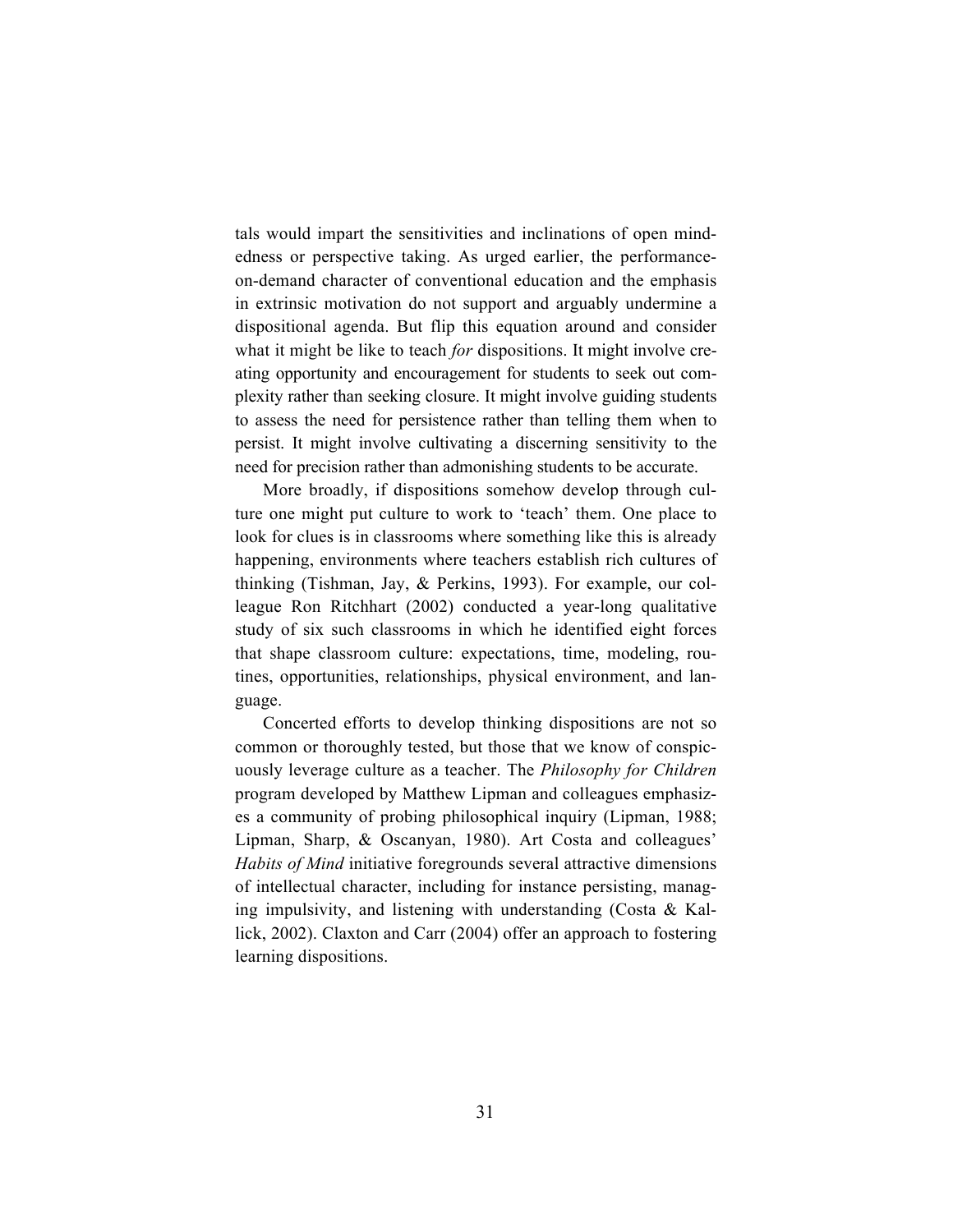tals would impart the sensitivities and inclinations of open mindedness or perspective taking. As urged earlier, the performance-on-demand character of conventional education and the emphasis in extrinsic motivation do not support and arguably undermine a dispositional agenda. But flip this equation around and consider what it might be like to teach *for* dispositions. It might involve creating opportunity and encouragement for students to seek out complexity rather than seeking closure. It might involve guiding students to assess the need for persistence rather than telling them when to persist. It might involve cultivating a discerning sensitivity to the need for precision rather than admonishing students to be accurate.

More broadly, if dispositions somehow develop through culture one might put culture to work to 'teach' them. One place to look for clues is in classrooms where something like this is already happening, environments where teachers establish rich cultures of thinking (Tishman, Jay, & Perkins, 1993). For example, our colleague Ron Ritchhart (2002) conducted a year-long qualitative study of six such classrooms in which he identified eight forces that shape classroom culture: expectations, time, modeling, routines, opportunities, relationships, physical environment, and language.

Concerted efforts to develop thinking dispositions are not so common or thoroughly tested, but those that we know of conspicuously leverage culture as a teacher. The *Philosophy for Children* program developed by Matthew Lipman and colleagues emphasizes a community of probing philosophical inquiry (Lipman, 1988; Lipman, Sharp, & Oscanyan, 1980). Art Costa and colleagues' *Habits of Mind* initiative foregrounds several attractive dimensions of intellectual character, including for instance persisting, managing impulsivity, and listening with understanding (Costa & Kallick, 2002). Claxton and Carr (2004) offer an approach to fostering learning dispositions.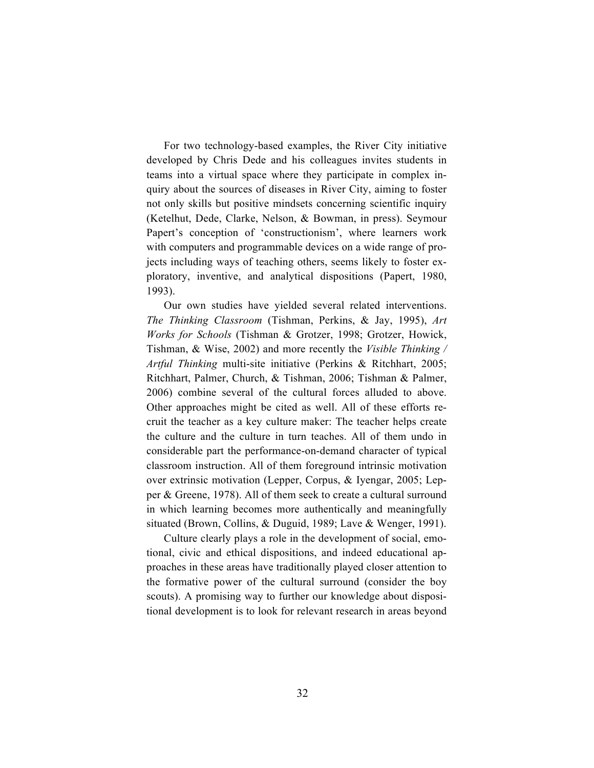For two technology-based examples, the River City initiative developed by Chris Dede and his colleagues invites students in teams into a virtual space where they participate in complex inquiry about the sources of diseases in River City, aiming to foster not only skills but positive mindsets concerning scientific inquiry (Ketelhut, Dede, Clarke, Nelson, & Bowman, in press). Seymour Papert's conception of 'constructionism', where learners work with computers and programmable devices on a wide range of projects including ways of teaching others, seems likely to foster exploratory, inventive, and analytical dispositions (Papert, 1980, 1993).

Our own studies have yielded several related interventions. *The Thinking Classroom* (Tishman, Perkins, & Jay, 1995), *Art Works for Schools* (Tishman & Grotzer, 1998; Grotzer, Howick, Tishman, & Wise, 2002) and more recently the *Visible Thinking / Artful Thinking* multi-site initiative (Perkins & Ritchhart, 2005; Ritchhart, Palmer, Church, & Tishman, 2006; Tishman & Palmer, 2006) combine several of the cultural forces alluded to above. Other approaches might be cited as well. All of these efforts recruit the teacher as a key culture maker: The teacher helps create the culture and the culture in turn teaches. All of them undo in considerable part the performance-on-demand character of typical classroom instruction. All of them foreground intrinsic motivation over extrinsic motivation (Lepper, Corpus, & Iyengar, 2005; Lepper & Greene, 1978). All of them seek to create a cultural surround in which learning becomes more authentically and meaningfully situated (Brown, Collins, & Duguid, 1989; Lave & Wenger, 1991).

Culture clearly plays a role in the development of social, emotional, civic and ethical dispositions, and indeed educational approaches in these areas have traditionally played closer attention to the formative power of the cultural surround (consider the boy scouts). A promising way to further our knowledge about dispositional development is to look for relevant research in areas beyond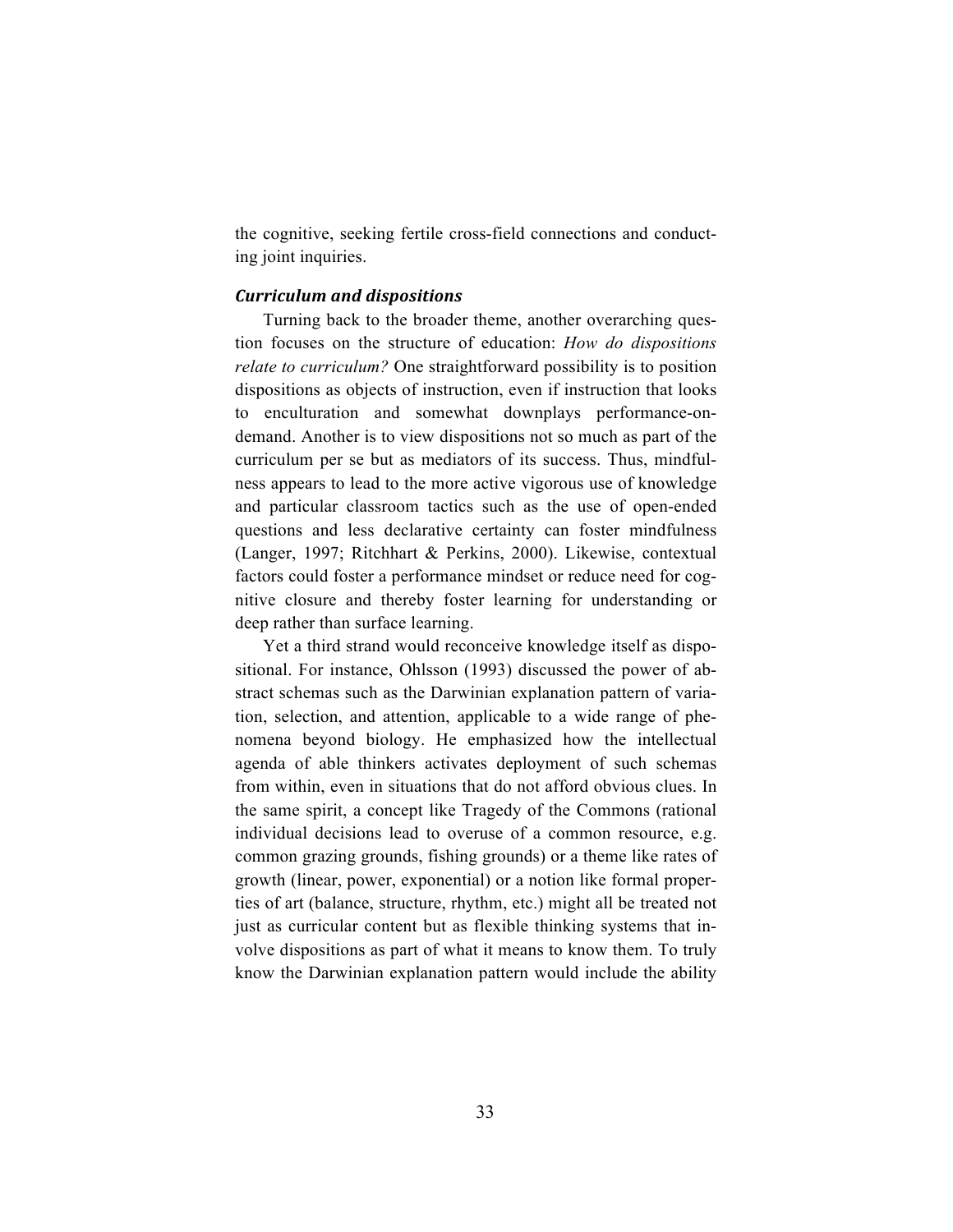the cognitive, seeking fertile cross-field connections and conducting joint inquiries.

### *Curriculum and dispositions*

Turning back to the broader theme, another overarching question focuses on the structure of education: *How do dispositions relate to curriculum?* One straightforward possibility is to position dispositions as objects of instruction, even if instruction that looks to enculturation and somewhat downplays performance-on-demand. Another is to view dispositions not so much as part of the curriculum per se but as mediators of its success. Thus, mindfulness appears to lead to the more active vigorous use of knowledge and particular classroom tactics such as the use of open-ended questions and less declarative certainty can foster mindfulness (Langer, 1997; Ritchhart & Perkins, 2000). Likewise, contextual factors could foster a performance mindset or reduce need for cognitive closure and thereby foster learning for understanding or deep rather than surface learning.

Yet a third strand would reconceive knowledge itself as dispositional. For instance, Ohlsson (1993) discussed the power of abstract schemas such as the Darwinian explanation pattern of variation, selection, and attention, applicable to a wide range of phenomena beyond biology. He emphasized how the intellectual agenda of able thinkers activates deployment of such schemas from within, even in situations that do not afford obvious clues. In the same spirit, a concept like Tragedy of the Commons (rational individual decisions lead to overuse of a common resource, e.g. common grazing grounds, fishing grounds) or a theme like rates of growth (linear, power, exponential) or a notion like formal properties of art (balance, structure, rhythm, etc.) might all be treated not just as curricular content but as flexible thinking systems that involve dispositions as part of what it means to know them. To truly know the Darwinian explanation pattern would include the ability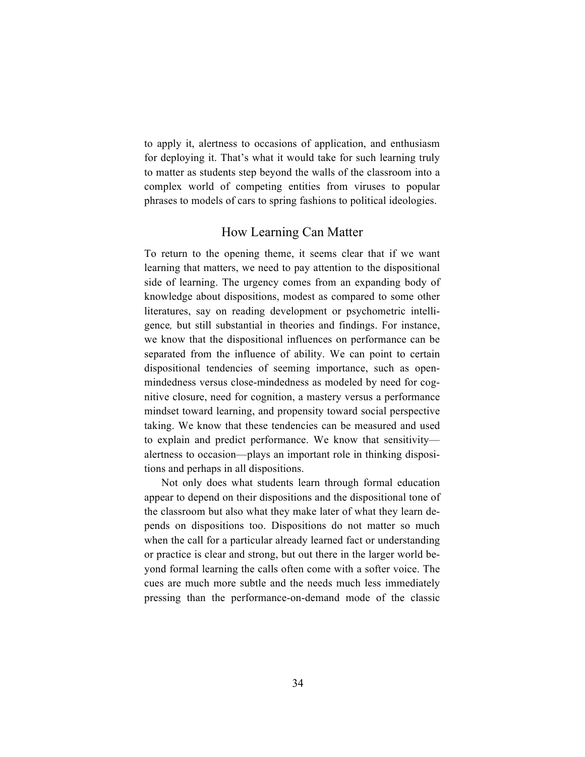to apply it, alertness to occasions of application, and enthusiasm for deploying it. That's what it would take for such learning truly to matter as students step beyond the walls of the classroom into a complex world of competing entities from viruses to popular phrases to models of cars to spring fashions to political ideologies.

## How Learning Can Matter

To return to the opening theme, it seems clear that if we want learning that matters, we need to pay attention to the dispositional side of learning. The urgency comes from an expanding body of knowledge about dispositions, modest as compared to some other literatures, say on reading development or psychometric intelligence, but still substantial in theories and findings. For instance, we know that the dispositional influences on performance can be separated from the influence of ability. We can point to certain dispositional tendencies of seeming importance, such as open-mindedness versus close-mindedness as modeled by need for cognitive closure, need for cognition, a mastery versus a performance mindset toward learning, and propensity toward social perspective taking. We know that these tendencies can be measured and used to explain and predict performance. We know that sensitivity—alertness to occasion—plays an important role in thinking dispositions and perhaps in all dispositions.

Not only does what students learn through formal education appear to depend on their dispositions and the dispositional tone of the classroom but also what they make later of what they learn depends on dispositions too. Dispositions do not matter so much when the call for a particular already learned fact or understanding or practice is clear and strong, but out there in the larger world beyond formal learning the calls often come with a softer voice. The cues are much more subtle and the needs much less immediately pressing than the performance-on-demand mode of the classic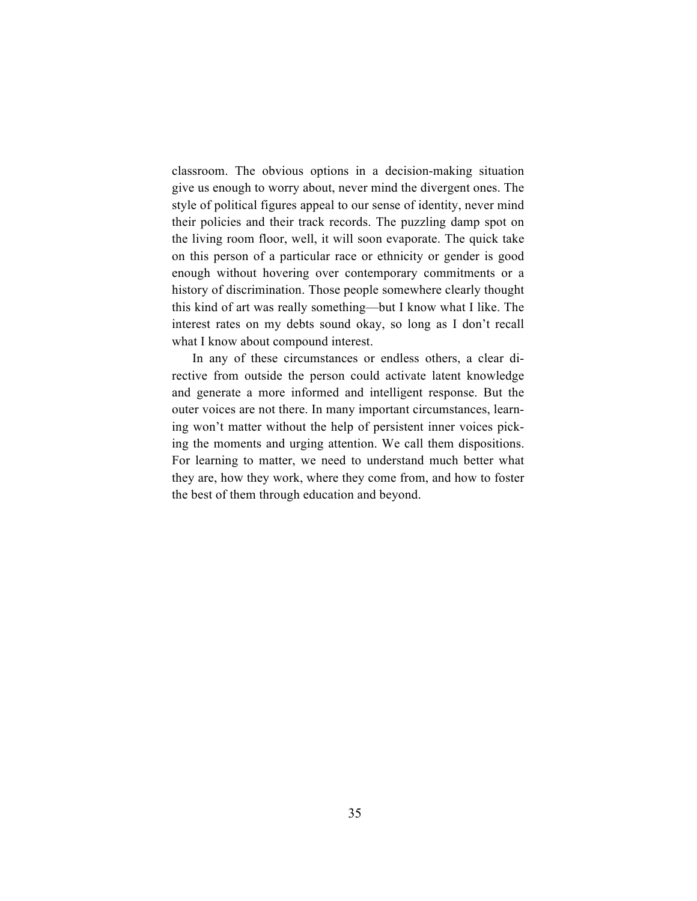classroom. The obvious options in a decision-making situation give us enough to worry about, never mind the divergent ones. The style of political figures appeal to our sense of identity, never mind their policies and their track records. The puzzling damp spot on the living room floor, well, it will soon evaporate. The quick take on this person of a particular race or ethnicity or gender is good enough without hovering over contemporary commitments or a history of discrimination. Those people somewhere clearly thought this kind of art was really something—but I know what I like. The interest rates on my debts sound okay, so long as I don't recall what I know about compound interest.

In any of these circumstances or endless others, a clear directive from outside the person could activate latent knowledge and generate a more informed and intelligent response. But the outer voices are not there. In many important circumstances, learning won't matter without the help of persistent inner voices picking the moments and urging attention. We call them dispositions. For learning to matter, we need to understand much better what they are, how they work, where they come from, and how to foster the best of them through education and beyond.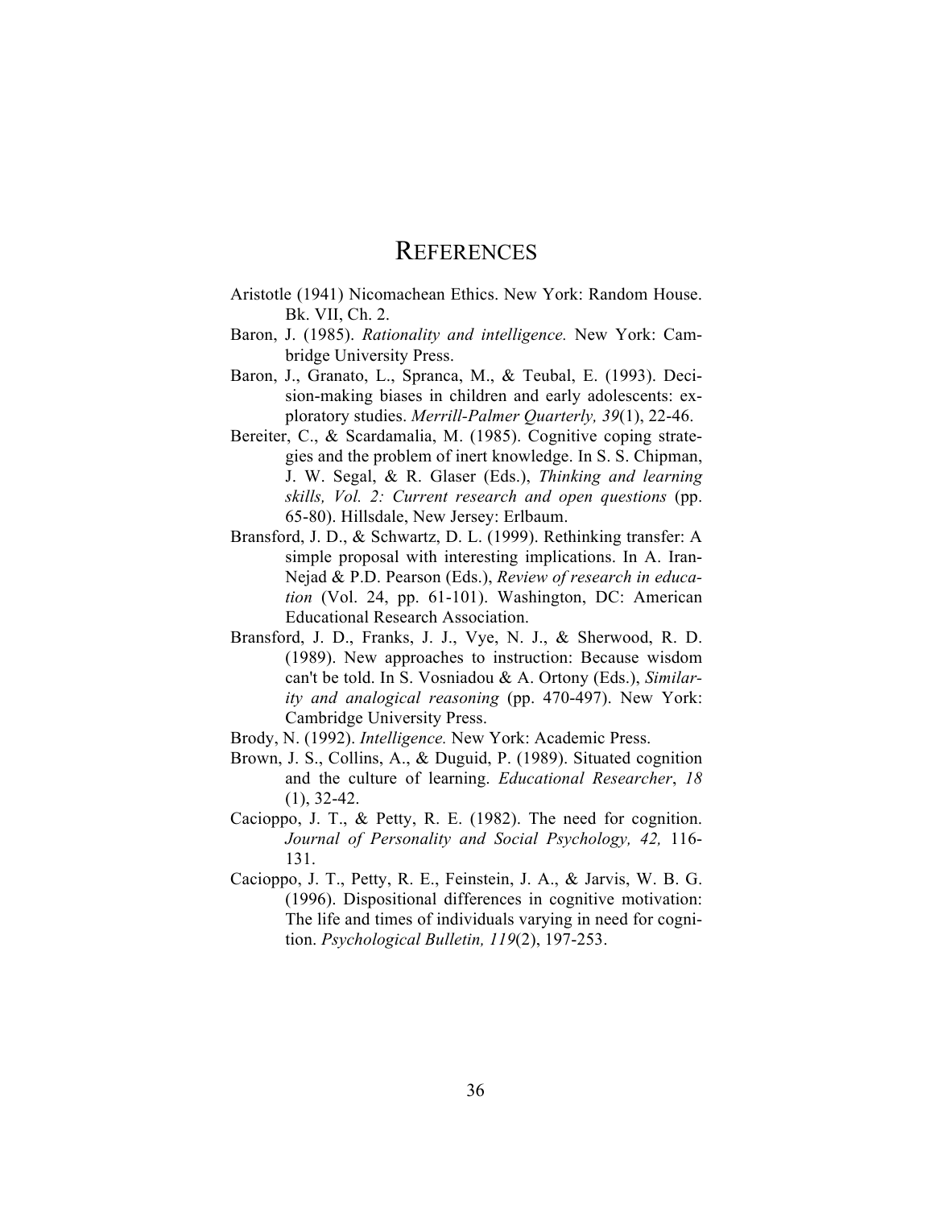# References

Aristotle (1941) Nicomachean Ethics. New York: Random House. Bk. VII, Ch. 2.

Baron, J. (1985). *Rationality and intelligence.* New York: Cambridge University Press.

Baron, J., Granato, L., Spranca, M., & Teubal, E. (1993). Decision-making biases in children and early adolescents: exploratory studies. *Merrill-Palmer Quarterly, 39*(1), 22-46.

Bereiter, C., & Scardamalia, M. (1985). Cognitive coping strategies and the problem of inert knowledge. In S. S. Chipman, J. W. Segal, & R. Glaser (Eds.), *Thinking and learning skills, Vol. 2: Current research and open questions* (pp. 65-80). Hillsdale, New Jersey: Erlbaum.

Bransford, J. D., & Schwartz, D. L. (1999). Rethinking transfer: A simple proposal with interesting implications. In A. Iran-Nejad & P.D. Pearson (Eds.), *Review of research in education* (Vol. 24, pp. 61-101). Washington, DC: American Educational Research Association.

Bransford, J. D., Franks, J. J., Vye, N. J., & Sherwood, R. D. (1989). New approaches to instruction: Because wisdom can't be told. In S. Vosniadou & A. Ortony (Eds.), *Similarity and analogical reasoning* (pp. 470-497). New York: Cambridge University Press.

Brody, N. (1992). *Intelligence.* New York: Academic Press.

Brown, J. S., Collins, A., & Duguid, P. (1989). Situated cognition and the culture of learning. *Educational Researcher*, *18* (1), 32-42.

Cacioppo, J. T., & Petty, R. E. (1982). The need for cognition. *Journal of Personality and Social Psychology, 42,* 116-131.

Cacioppo, J. T., Petty, R. E., Feinstein, J. A., & Jarvis, W. B. G. (1996). Dispositional differences in cognitive motivation: The life and times of individuals varying in need for cognition. *Psychological Bulletin, 119*(2), 197-253.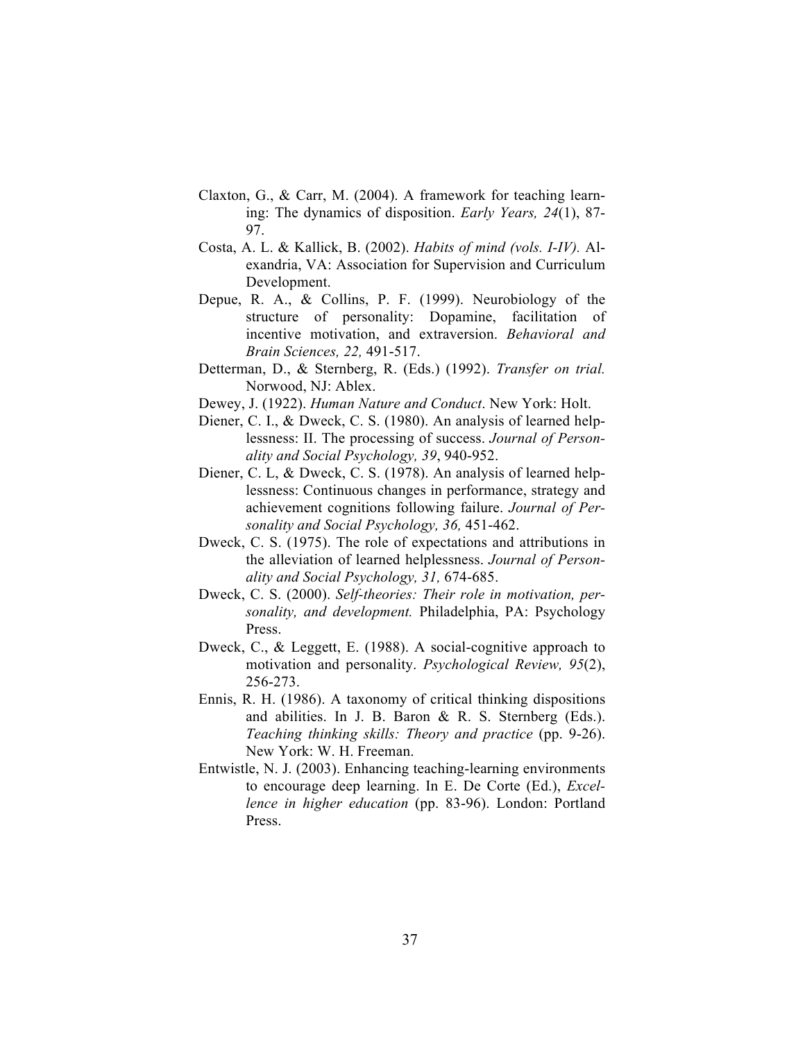Claxton, G., & Carr, M. (2004). A framework for teaching learning: The dynamics of disposition. *Early Years, 24*(1), 87-97.

Costa, A. L. & Kallick, B. (2002). *Habits of mind (vols. I-IV).* Alexandria, VA: Association for Supervision and Curriculum Development.

Depue, R. A., & Collins, P. F. (1999). Neurobiology of the structure of personality: Dopamine, facilitation of incentive motivation, and extraversion. *Behavioral and Brain Sciences, 22,* 491-517.

Detterman, D., & Sternberg, R. (Eds.) (1992). *Transfer on trial.* Norwood, NJ: Ablex.

Dewey, J. (1922). *Human Nature and Conduct*. New York: Holt.

Diener, C. I., & Dweck, C. S. (1980). An analysis of learned helplessness: II. The processing of success. *Journal of Personality and Social Psychology, 39*, 940-952.

Diener, C. L, & Dweck, C. S. (1978). An analysis of learned helplessness: Continuous changes in performance, strategy and achievement cognitions following failure. *Journal of Personality and Social Psychology, 36,* 451-462.

Dweck, C. S. (1975). The role of expectations and attributions in the alleviation of learned helplessness. *Journal of Personality and Social Psychology, 31,* 674-685.

Dweck, C. S. (2000). *Self-theories: Their role in motivation, personality, and development.* Philadelphia, PA: Psychology Press.

Dweck, C., & Leggett, E. (1988). A social-cognitive approach to motivation and personality. *Psychological Review, 95*(2), 256-273.

Ennis, R. H. (1986). A taxonomy of critical thinking dispositions and abilities. In J. B. Baron & R. S. Sternberg (Eds.). *Teaching thinking skills: Theory and practice* (pp. 9-26). New York: W. H. Freeman.

Entwistle, N. J. (2003). Enhancing teaching-learning environments to encourage deep learning. In E. De Corte (Ed.), *Excellence in higher education* (pp. 83-96). London: Portland Press.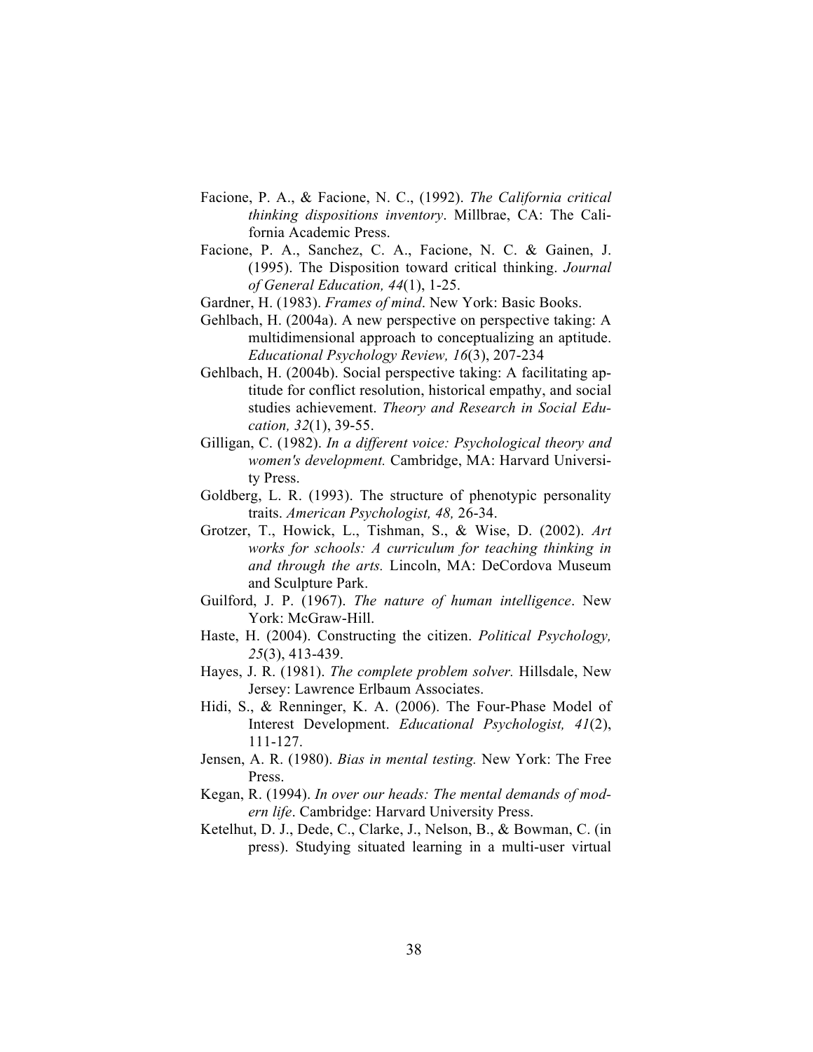Facione, P. A., & Facione, N. C., (1992). *The California critical thinking dispositions inventory*. Millbrae, CA: The California Academic Press.

Facione, P. A., Sanchez, C. A., Facione, N. C. & Gainen, J. (1995). The Disposition toward critical thinking. *Journal of General Education, 44*(1), 1-25.

Gardner, H. (1983). *Frames of mind*. New York: Basic Books.

Gehlbach, H. (2004a). A new perspective on perspective taking: A multidimensional approach to conceptualizing an aptitude. *Educational Psychology Review, 16*(3), 207-234

Gehlbach, H. (2004b). Social perspective taking: A facilitating aptitude for conflict resolution, historical empathy, and social studies achievement. *Theory and Research in Social Education, 32*(1), 39-55.

Gilligan, C. (1982). *In a different voice: Psychological theory and women's development.* Cambridge, MA: Harvard University Press.

Goldberg, L. R. (1993). The structure of phenotypic personality traits. *American Psychologist, 48,* 26-34.

Grotzer, T., Howick, L., Tishman, S., & Wise, D. (2002). *Art works for schools: A curriculum for teaching thinking in and through the arts.* Lincoln, MA: DeCordova Museum and Sculpture Park.

Guilford, J. P. (1967). *The nature of human intelligence*. New York: McGraw-Hill.

Haste, H. (2004). Constructing the citizen. *Political Psychology, 25*(3), 413-439.

Hayes, J. R. (1981). *The complete problem solver.* Hillsdale, New Jersey: Lawrence Erlbaum Associates.

Hidi, S., & Renninger, K. A. (2006). The Four-Phase Model of Interest Development. *Educational Psychologist, 41*(2), 111-127.

Jensen, A. R. (1980). *Bias in mental testing.* New York: The Free Press.

Kegan, R. (1994). *In over our heads: The mental demands of modern life*. Cambridge: Harvard University Press.

Ketelhut, D. J., Dede, C., Clarke, J., Nelson, B., & Bowman, C. (in press). Studying situated learning in a multi-user virtual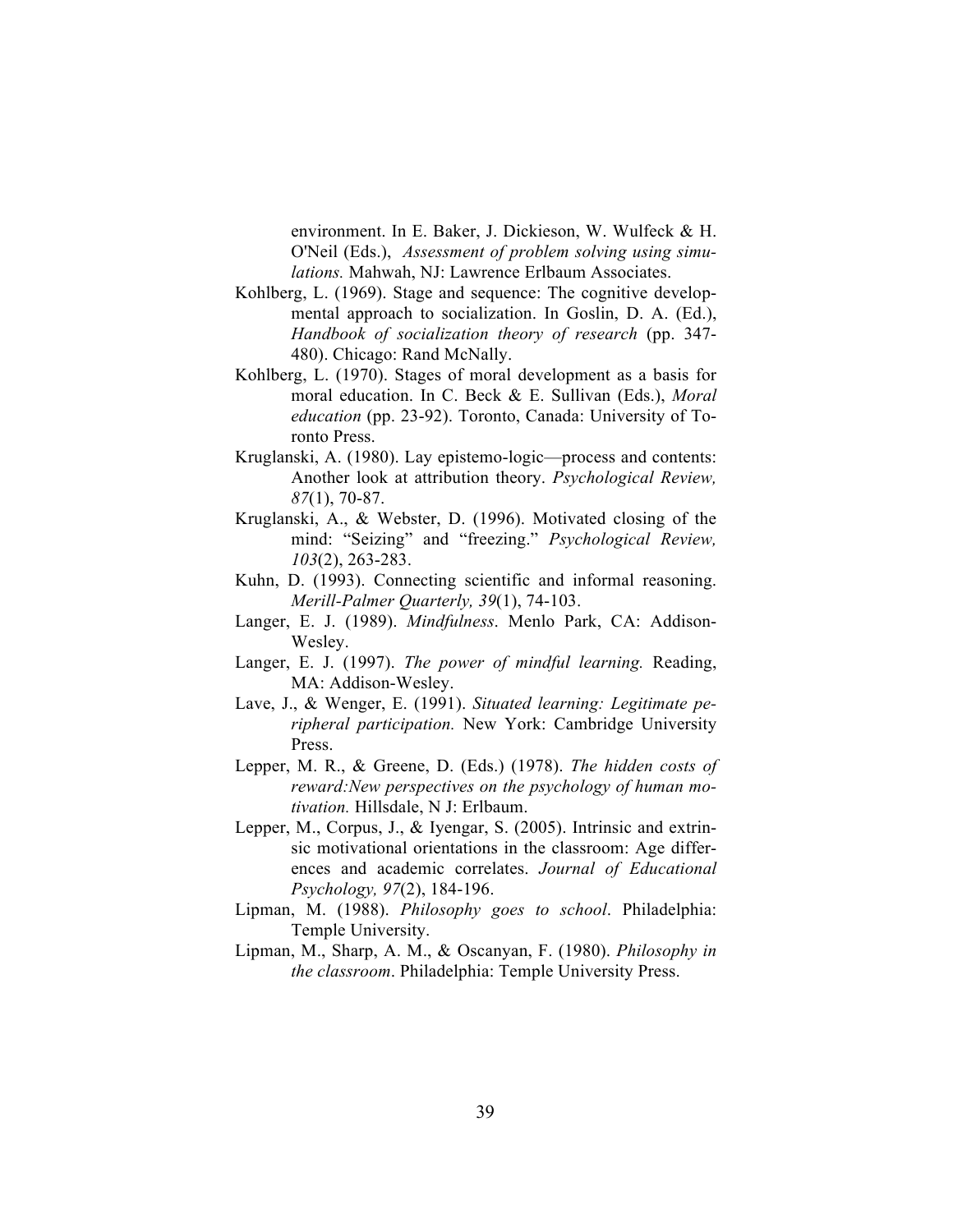environment. In E. Baker, J. Dickieson, W. Wulfeck & H. O'Neil (Eds.), *Assessment of problem solving using simulations.* Mahwah, NJ: Lawrence Erlbaum Associates.

Kohlberg, L. (1969). Stage and sequence: The cognitive developmental approach to socialization. In Goslin, D. A. (Ed.), *Handbook of socialization theory of research* (pp. 347-480). Chicago: Rand McNally.

Kohlberg, L. (1970). Stages of moral development as a basis for moral education. In C. Beck & E. Sullivan (Eds.), *Moral education* (pp. 23-92). Toronto, Canada: University of Toronto Press.

Kruglanski, A. (1980). Lay epistemo-logic—process and contents: Another look at attribution theory. *Psychological Review, 87*(1), 70-87.

Kruglanski, A., & Webster, D. (1996). Motivated closing of the mind: "Seizing" and "freezing." *Psychological Review, 103*(2), 263-283.

Kuhn, D. (1993). Connecting scientific and informal reasoning. *Merill-Palmer Quarterly, 39*(1), 74-103.

Langer, E. J. (1989). *Mindfulness*. Menlo Park, CA: Addison-Wesley.

Langer, E. J. (1997). *The power of mindful learning.* Reading, MA: Addison-Wesley.

Lave, J., & Wenger, E. (1991). *Situated learning: Legitimate peripheral participation.* New York: Cambridge University Press.

Lepper, M. R., & Greene, D. (Eds.) (1978). *The hidden costs of reward:New perspectives on the psychology of human motivation.* Hillsdale, N J: Erlbaum.

Lepper, M., Corpus, J., & Iyengar, S. (2005). Intrinsic and extrinsic motivational orientations in the classroom: Age differences and academic correlates. *Journal of Educational Psychology, 97*(2), 184-196.

Lipman, M. (1988). *Philosophy goes to school*. Philadelphia: Temple University.

Lipman, M., Sharp, A. M., & Oscanyan, F. (1980). *Philosophy in the classroom*. Philadelphia: Temple University Press.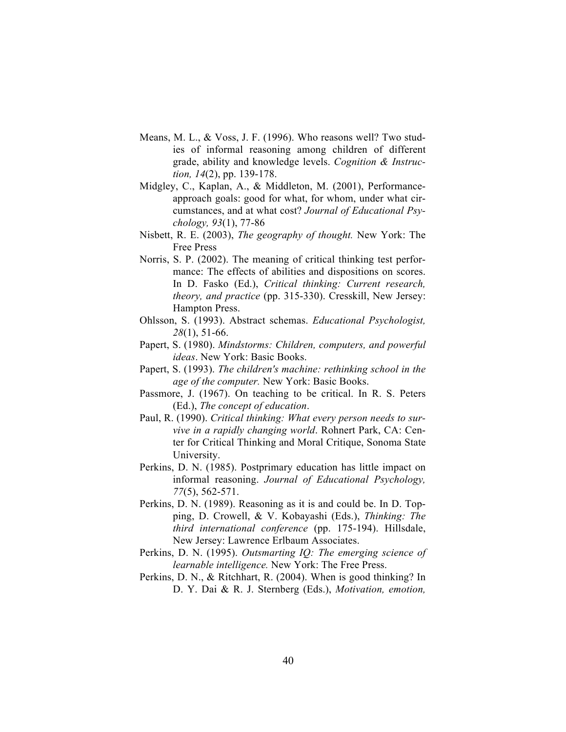Means, M. L., & Voss, J. F. (1996). Who reasons well? Two studies of informal reasoning among children of different grade, ability and knowledge levels. *Cognition & Instruction, 14*(2), pp. 139-178.

Midgley, C., Kaplan, A., & Middleton, M. (2001), Performance-approach goals: good for what, for whom, under what circumstances, and at what cost? *Journal of Educational Psychology, 93*(1), 77-86

Nisbett, R. E. (2003), *The geography of thought.* New York: The Free Press

Norris, S. P. (2002). The meaning of critical thinking test performance: The effects of abilities and dispositions on scores. In D. Fasko (Ed.), *Critical thinking: Current research, theory, and practice* (pp. 315-330). Cresskill, New Jersey: Hampton Press.

Ohlsson, S. (1993). Abstract schemas. *Educational Psychologist, 28*(1), 51-66.

Papert, S. (1980). *Mindstorms: Children, computers, and powerful ideas*. New York: Basic Books.

Papert, S. (1993). *The children's machine: rethinking school in the age of the computer.* New York: Basic Books.

Passmore, J. (1967). On teaching to be critical. In R. S. Peters (Ed.), *The concept of education*.

Paul, R. (1990). *Critical thinking: What every person needs to survive in a rapidly changing world*. Rohnert Park, CA: Center for Critical Thinking and Moral Critique, Sonoma State University.

Perkins, D. N. (1985). Postprimary education has little impact on informal reasoning. *Journal of Educational Psychology, 77*(5), 562-571.

Perkins, D. N. (1989). Reasoning as it is and could be. In D. Topping, D. Crowell, & V. Kobayashi (Eds.), *Thinking: The third international conference* (pp. 175-194). Hillsdale, New Jersey: Lawrence Erlbaum Associates.

Perkins, D. N. (1995). *Outsmarting IQ: The emerging science of learnable intelligence.* New York: The Free Press.

Perkins, D. N., & Ritchhart, R. (2004). When is good thinking? In D. Y. Dai & R. J. Sternberg (Eds.), *Motivation, emotion,*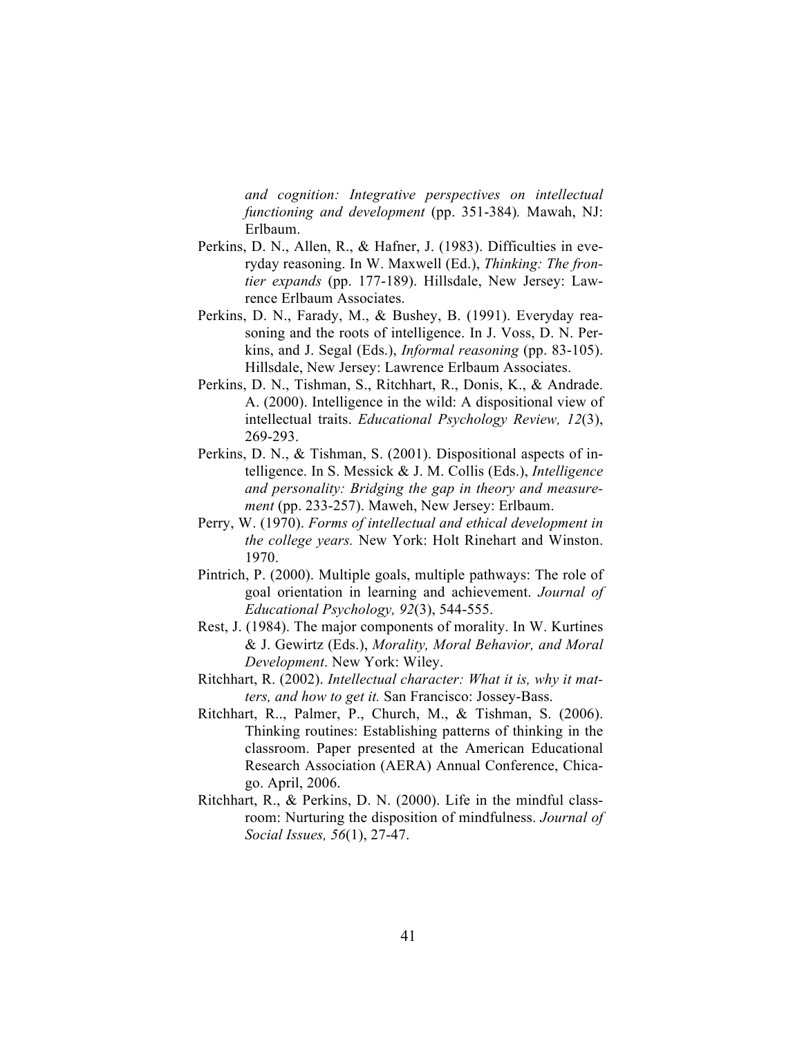*and cognition: Integrative perspectives on intellectual functioning and development* (pp. 351-384)*.* Mawah, NJ: Erlbaum.

Perkins, D. N., Allen, R., & Hafner, J. (1983). Difficulties in everyday reasoning. In W. Maxwell (Ed.), *Thinking: The frontier expands* (pp. 177-189). Hillsdale, New Jersey: Lawrence Erlbaum Associates.

Perkins, D. N., Farady, M., & Bushey, B. (1991). Everyday reasoning and the roots of intelligence. In J. Voss, D. N. Perkins, and J. Segal (Eds.), *Informal reasoning* (pp. 83-105). Hillsdale, New Jersey: Lawrence Erlbaum Associates.

Perkins, D. N., Tishman, S., Ritchhart, R., Donis, K., & Andrade. A. (2000). Intelligence in the wild: A dispositional view of intellectual traits. *Educational Psychology Review, 12*(3), 269-293.

Perkins, D. N., & Tishman, S. (2001). Dispositional aspects of intelligence. In S. Messick & J. M. Collis (Eds.), *Intelligence and personality: Bridging the gap in theory and measurement* (pp. 233-257). Maweh, New Jersey: Erlbaum.

Perry, W. (1970). *Forms of intellectual and ethical development in the college years.* New York: Holt Rinehart and Winston. 1970.

Pintrich, P. (2000). Multiple goals, multiple pathways: The role of goal orientation in learning and achievement. *Journal of Educational Psychology, 92*(3), 544-555.

Rest, J. (1984). The major components of morality. In W. Kurtines & J. Gewirtz (Eds.), *Morality, Moral Behavior, and Moral Development*. New York: Wiley.

Ritchhart, R. (2002). *Intellectual character: What it is, why it matters, and how to get it.* San Francisco: Jossey-Bass.

Ritchhart, R.., Palmer, P., Church, M., & Tishman, S. (2006). Thinking routines: Establishing patterns of thinking in the classroom. Paper presented at the American Educational Research Association (AERA) Annual Conference, Chicago. April, 2006.

Ritchhart, R., & Perkins, D. N. (2000). Life in the mindful classroom: Nurturing the disposition of mindfulness. *Journal of Social Issues, 56*(1), 27-47.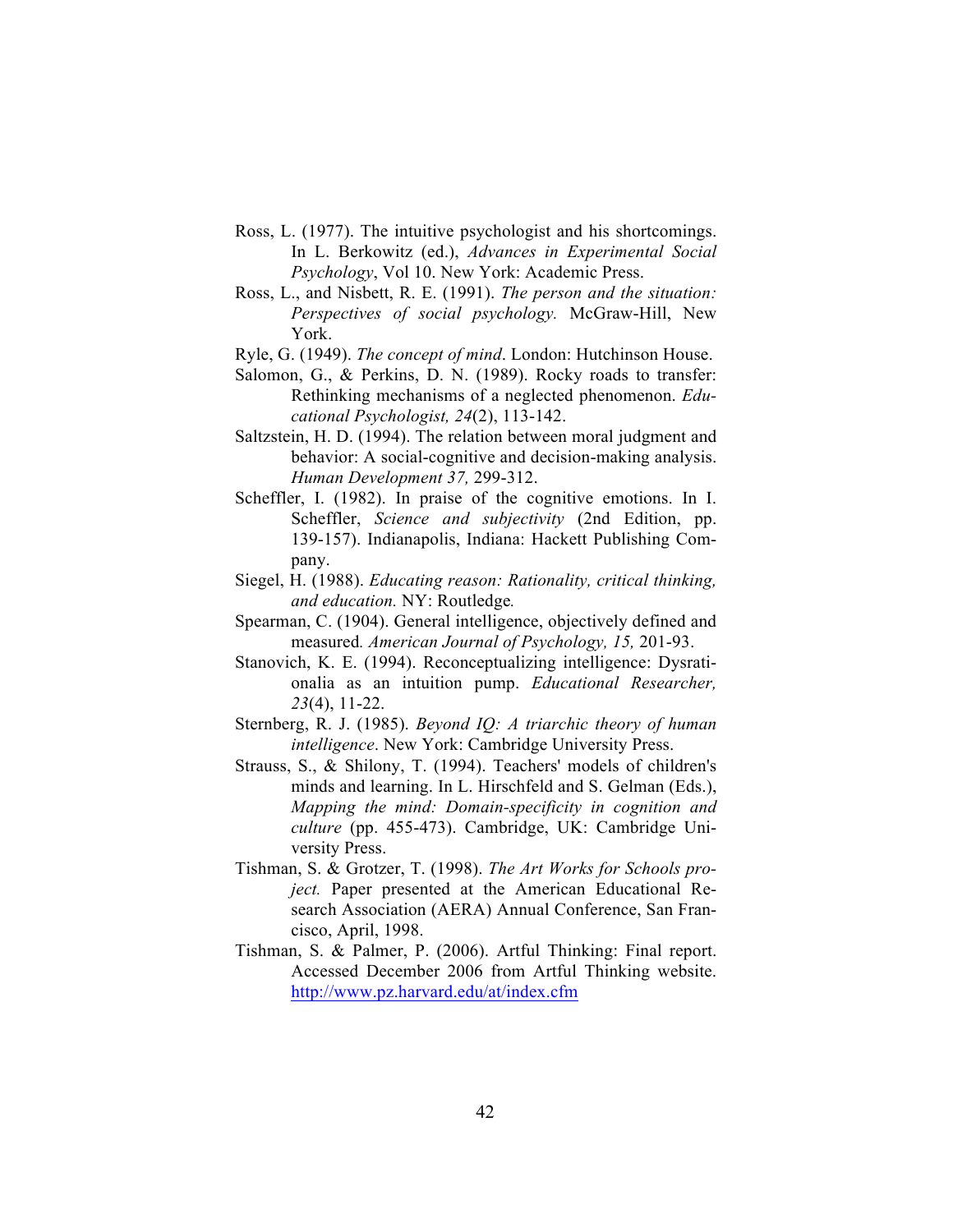Ross, L. (1977). The intuitive psychologist and his shortcomings. In L. Berkowitz (ed.), *Advances in Experimental Social Psychology*, Vol 10. New York: Academic Press.

Ross, L., and Nisbett, R. E. (1991). *The person and the situation: Perspectives of social psychology.* McGraw-Hill, New York.

Ryle, G. (1949). *The concept of mind*. London: Hutchinson House.

Salomon, G., & Perkins, D. N. (1989). Rocky roads to transfer: Rethinking mechanisms of a neglected phenomenon. *Educational Psychologist, 24*(2), 113-142.

Saltzstein, H. D. (1994). The relation between moral judgment and behavior: A social-cognitive and decision-making analysis. *Human Development 37,* 299-312.

Scheffler, I. (1982). In praise of the cognitive emotions. In I. Scheffler, *Science and subjectivity* (2nd Edition, pp. 139-157). Indianapolis, Indiana: Hackett Publishing Company.

Siegel, H. (1988). *Educating reason: Rationality, critical thinking, and education.* NY: Routledge*.*

Spearman, C. (1904). General intelligence, objectively defined and measured*. American Journal of Psychology, 15,* 201-93.

Stanovich, K. E. (1994). Reconceptualizing intelligence: Dysrationalia as an intuition pump. *Educational Researcher, 23*(4), 11-22.

Sternberg, R. J. (1985). *Beyond IQ: A triarchic theory of human intelligence*. New York: Cambridge University Press.

Strauss, S., & Shilony, T. (1994). Teachers' models of children's minds and learning. In L. Hirschfeld and S. Gelman (Eds.), *Mapping the mind: Domain-specificity in cognition and culture* (pp. 455-473). Cambridge, UK: Cambridge University Press.

Tishman, S. & Grotzer, T. (1998). *The Art Works for Schools project.* Paper presented at the American Educational Research Association (AERA) Annual Conference, San Francisco, April, 1998.

Tishman, S. & Palmer, P. (2006). Artful Thinking: Final report. Accessed December 2006 from Artful Thinking website. http://www.pz.harvard.edu/at/index.cfm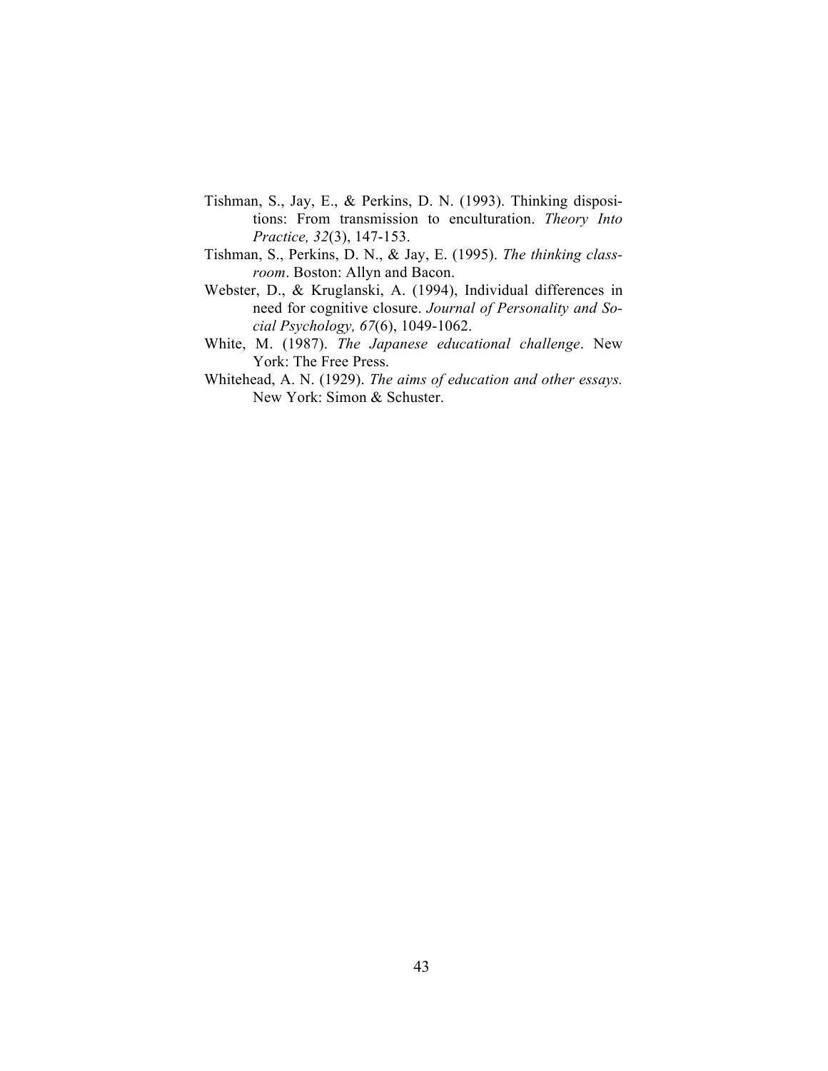Tishman, S., Jay, E., & Perkins, D. N. (1993). Thinking dispositions: From transmission to enculturation. *Theory Into Practice, 32*(3), 147-153.

Tishman, S., Perkins, D. N., & Jay, E. (1995). *The thinking classroom*. Boston: Allyn and Bacon.

Webster, D., & Kruglanski, A. (1994), Individual differences in need for cognitive closure. *Journal of Personality and Social Psychology, 67*(6), 1049-1062.

White, M. (1987). *The Japanese educational challenge*. New York: The Free Press.

Whitehead, A. N. (1929). *The aims of education and other essays.* New York: Simon & Schuster.